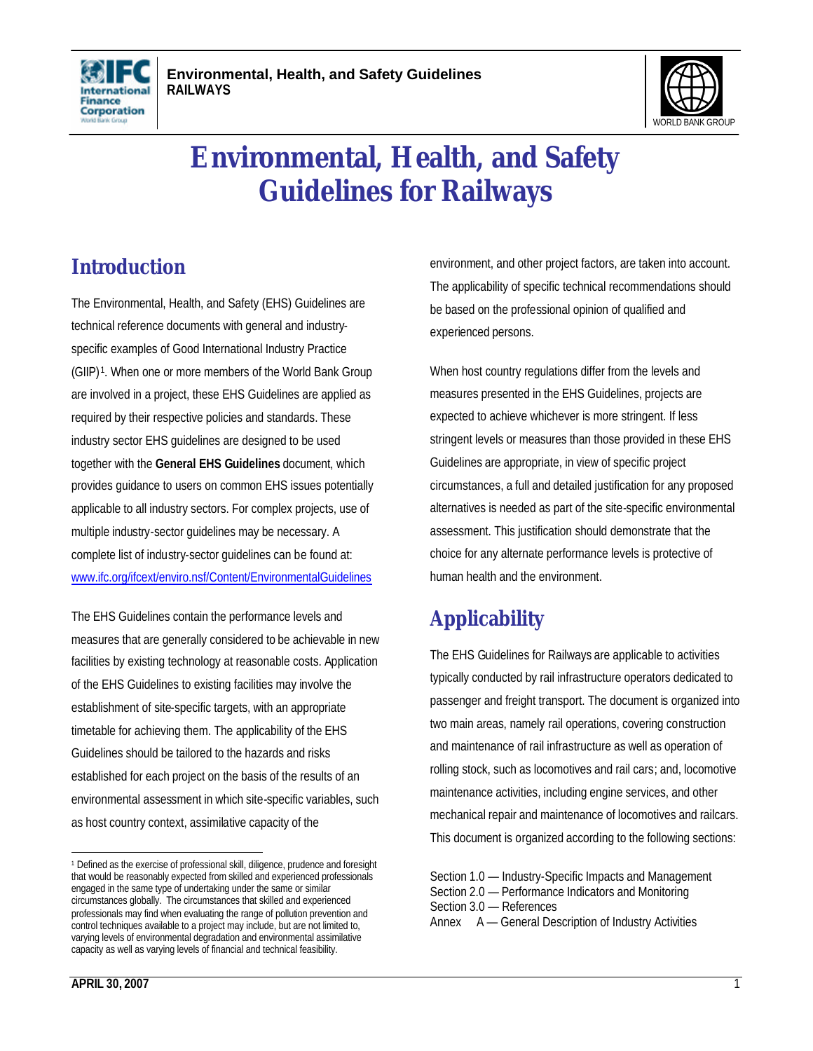# Environmental, Health, and Safety Guidelines for Railways

## Introduction

The Environmental, Health, and Safety (EHS) Guidelines are technical reference documents with general and industry-specific examples of Good International Industry Practice (GIIP)[1]. When one or more members of the World Bank Group are involved in a project, these EHS Guidelines are applied as required by their respective policies and standards. These industry sector EHS guidelines are designed to be used together with the **General EHS Guidelines** document, which provides guidance to users on common EHS issues potentially applicable to all industry sectors. For complex projects, use of multiple industry-sector guidelines may be necessary. A complete list of industry-sector guidelines can be found at: www.ifc.org/ifcext/enviro.nsf/Content/EnvironmentalGuidelines

The EHS Guidelines contain the performance levels and measures that are generally considered to be achievable in new facilities by existing technology at reasonable costs. Application of the EHS Guidelines to existing facilities may involve the establishment of site-specific targets, with an appropriate timetable for achieving them. The applicability of the EHS Guidelines should be tailored to the hazards and risks established for each project on the basis of the results of an environmental assessment in which site-specific variables, such as host country context, assimilative capacity of the environment, and other project factors, are taken into account. The applicability of specific technical recommendations should be based on the professional opinion of qualified and experienced persons.

When host country regulations differ from the levels and measures presented in the EHS Guidelines, projects are expected to achieve whichever is more stringent. If less stringent levels or measures than those provided in these EHS Guidelines are appropriate, in view of specific project circumstances, a full and detailed justification for any proposed alternatives is needed as part of the site-specific environmental assessment. This justification should demonstrate that the choice for any alternate performance levels is protective of human health and the environment.

## Applicability

The EHS Guidelines for Railways are applicable to activities typically conducted by rail infrastructure operators dedicated to passenger and freight transport. The document is organized into two main areas, namely rail operations, covering construction and maintenance of rail infrastructure as well as operation of rolling stock, such as locomotives and rail cars; and, locomotive maintenance activities, including engine services, and other mechanical repair and maintenance of locomotives and railcars. This document is organized according to the following sections:

Section 1.0 — Industry-Specific Impacts and Management
Section 2.0 — Performance Indicators and Monitoring
Section 3.0 — References
Annex A — General Description of Industry Activities

[1] Defined as the exercise of professional skill, diligence, prudence and foresight that would be reasonably expected from skilled and experienced professionals engaged in the same type of undertaking under the same or similar circumstances globally. The circumstances that skilled and experienced professionals may find when evaluating the range of pollution prevention and control techniques available to a project may include, but are not limited to, varying levels of environmental degradation and environmental assimilative capacity as well as varying levels of financial and technical feasibility.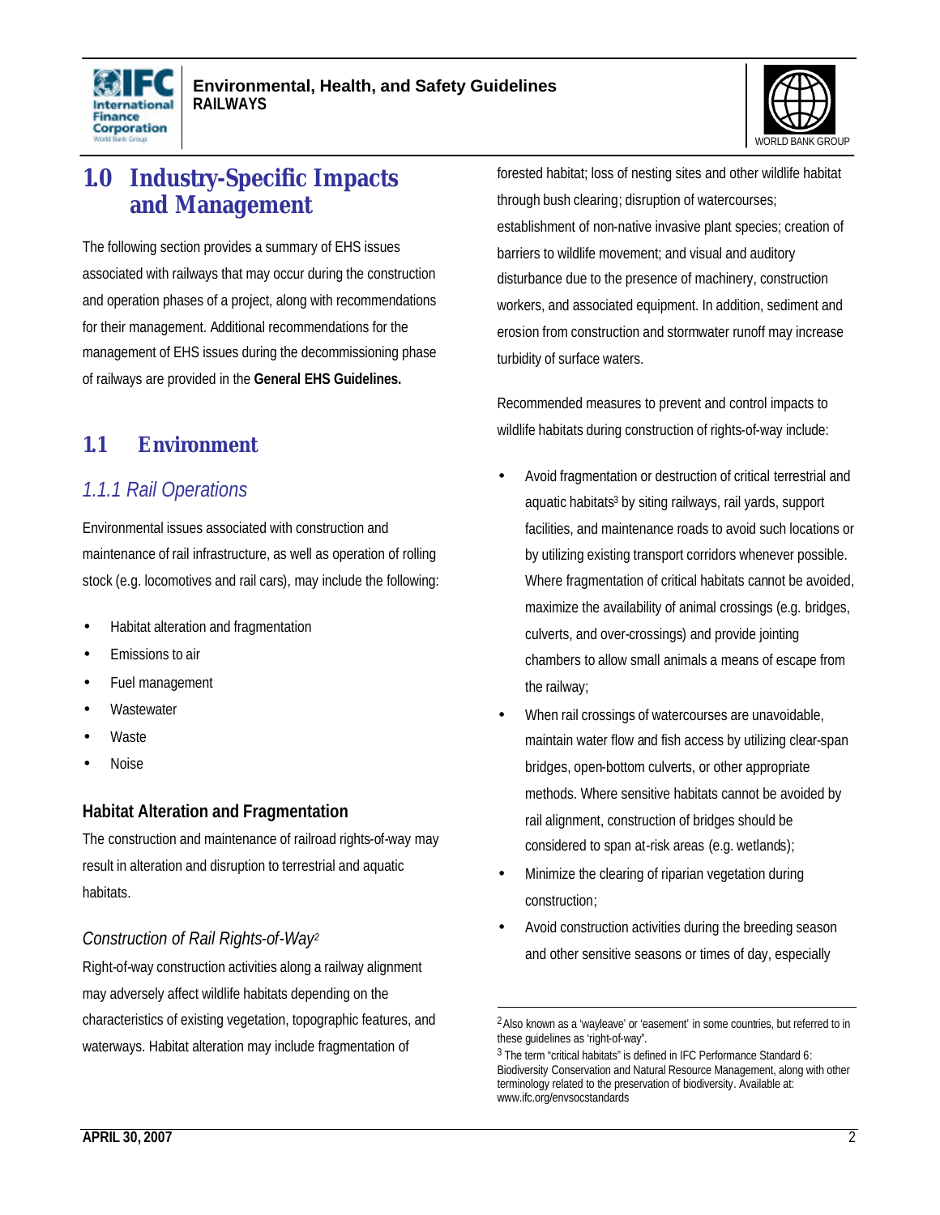# 1.0 Industry-Specific Impacts and Management

The following section provides a summary of EHS issues associated with railways that may occur during the construction and operation phases of a project, along with recommendations for their management. Additional recommendations for the management of EHS issues during the decommissioning phase of railways are provided in the **General EHS Guidelines.**

## 1.1 Environment

### *1.1.1 Rail Operations*

Environmental issues associated with construction and maintenance of rail infrastructure, as well as operation of rolling stock (e.g. locomotives and rail cars), may include the following:

- Habitat alteration and fragmentation
- Emissions to air
- Fuel management
- Wastewater
- Waste
- Noise

#### Habitat Alteration and Fragmentation

The construction and maintenance of railroad rights-of-way may result in alteration and disruption to terrestrial and aquatic habitats.

*Construction of Rail Rights-of-Way*[2]

Right-of-way construction activities along a railway alignment may adversely affect wildlife habitats depending on the characteristics of existing vegetation, topographic features, and waterways. Habitat alteration may include fragmentation of forested habitat; loss of nesting sites and other wildlife habitat through bush clearing; disruption of watercourses; establishment of non-native invasive plant species; creation of barriers to wildlife movement; and visual and auditory disturbance due to the presence of machinery, construction workers, and associated equipment. In addition, sediment and erosion from construction and stormwater runoff may increase turbidity of surface waters.

Recommended measures to prevent and control impacts to wildlife habitats during construction of rights-of-way include:

- Avoid fragmentation or destruction of critical terrestrial and aquatic habitats[3] by siting railways, rail yards, support facilities, and maintenance roads to avoid such locations or by utilizing existing transport corridors whenever possible. Where fragmentation of critical habitats cannot be avoided, maximize the availability of animal crossings (e.g. bridges, culverts, and over-crossings) and provide jointing chambers to allow small animals a means of escape from the railway;
- When rail crossings of watercourses are unavoidable, maintain water flow and fish access by utilizing clear-span bridges, open-bottom culverts, or other appropriate methods. Where sensitive habitats cannot be avoided by rail alignment, construction of bridges should be considered to span at-risk areas (e.g. wetlands);
- Minimize the clearing of riparian vegetation during construction;
- Avoid construction activities during the breeding season and other sensitive seasons or times of day, especially

---

[2] Also known as a 'wayleave' or 'easement' in some countries, but referred to in these guidelines as 'right-of-way".

[3] The term "critical habitats" is defined in IFC Performance Standard 6: Biodiversity Conservation and Natural Resource Management, along with other terminology related to the preservation of biodiversity. Available at: www.ifc.org/envsocstandards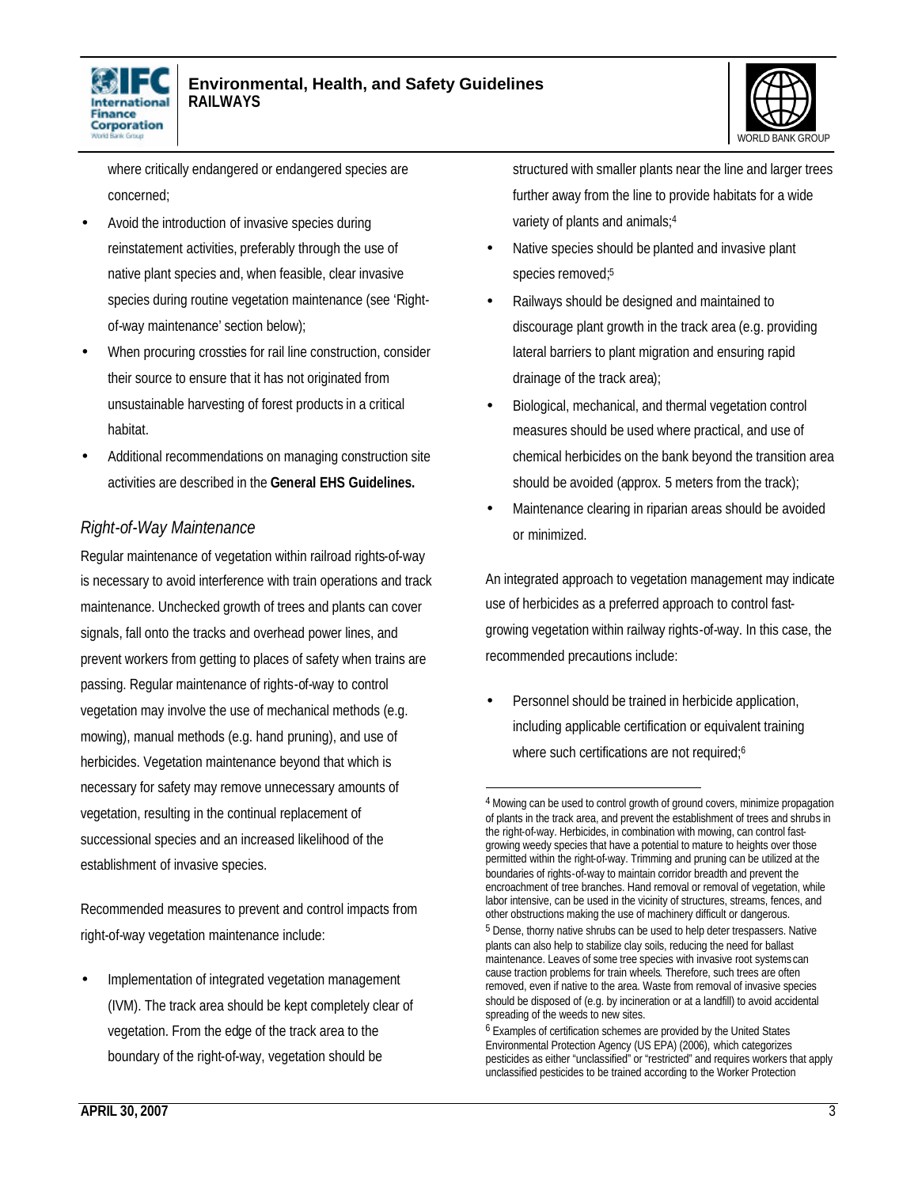where critically endangered or endangered species are concerned;

- Avoid the introduction of invasive species during reinstatement activities, preferably through the use of native plant species and, when feasible, clear invasive species during routine vegetation maintenance (see 'Right-of-way maintenance' section below);
- When procuring crossties for rail line construction, consider their source to ensure that it has not originated from unsustainable harvesting of forest products in a critical habitat.
- Additional recommendations on managing construction site activities are described in the **General EHS Guidelines.**

### *Right-of-Way Maintenance*

Regular maintenance of vegetation within railroad rights-of-way is necessary to avoid interference with train operations and track maintenance. Unchecked growth of trees and plants can cover signals, fall onto the tracks and overhead power lines, and prevent workers from getting to places of safety when trains are passing. Regular maintenance of rights-of-way to control vegetation may involve the use of mechanical methods (e.g. mowing), manual methods (e.g. hand pruning), and use of herbicides. Vegetation maintenance beyond that which is necessary for safety may remove unnecessary amounts of vegetation, resulting in the continual replacement of successional species and an increased likelihood of the establishment of invasive species.

Recommended measures to prevent and control impacts from right-of-way vegetation maintenance include:

- Implementation of integrated vegetation management (IVM). The track area should be kept completely clear of vegetation. From the edge of the track area to the boundary of the right-of-way, vegetation should be structured with smaller plants near the line and larger trees further away from the line to provide habitats for a wide variety of plants and animals;[4]
- Native species should be planted and invasive plant species removed;[5]
- Railways should be designed and maintained to discourage plant growth in the track area (e.g. providing lateral barriers to plant migration and ensuring rapid drainage of the track area);
- Biological, mechanical, and thermal vegetation control measures should be used where practical, and use of chemical herbicides on the bank beyond the transition area should be avoided (approx. 5 meters from the track);
- Maintenance clearing in riparian areas should be avoided or minimized.

An integrated approach to vegetation management may indicate use of herbicides as a preferred approach to control fast-growing vegetation within railway rights-of-way. In this case, the recommended precautions include:

- Personnel should be trained in herbicide application, including applicable certification or equivalent training where such certifications are not required;[6]

---

[4] Mowing can be used to control growth of ground covers, minimize propagation of plants in the track area, and prevent the establishment of trees and shrubs in the right-of-way. Herbicides, in combination with mowing, can control fast-growing weedy species that have a potential to mature to heights over those permitted within the right-of-way. Trimming and pruning can be utilized at the boundaries of rights-of-way to maintain corridor breadth and prevent the encroachment of tree branches. Hand removal or removal of vegetation, while labor intensive, can be used in the vicinity of structures, streams, fences, and other obstructions making the use of machinery difficult or dangerous.

[5] Dense, thorny native shrubs can be used to help deter trespassers. Native plants can also help to stabilize clay soils, reducing the need for ballast maintenance. Leaves of some tree species with invasive root systems can cause traction problems for train wheels. Therefore, such trees are often removed, even if native to the area. Waste from removal of invasive species should be disposed of (e.g. by incineration or at a landfill) to avoid accidental spreading of the weeds to new sites.

[6] Examples of certification schemes are provided by the United States Environmental Protection Agency (US EPA) (2006), which categorizes pesticides as either "unclassified" or "restricted" and requires workers that apply unclassified pesticides to be trained according to the Worker Protection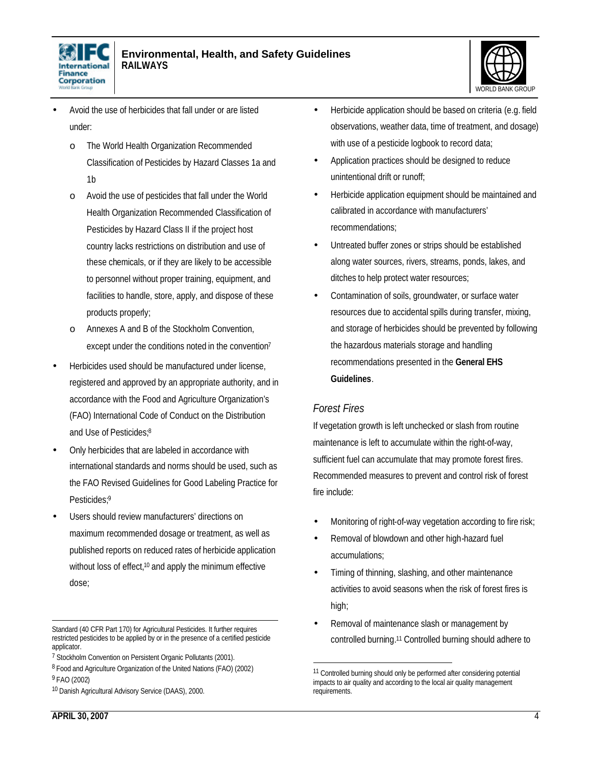- Avoid the use of herbicides that fall under or are listed under:
    - The World Health Organization Recommended Classification of Pesticides by Hazard Classes 1a and 1b
    - Avoid the use of pesticides that fall under the World Health Organization Recommended Classification of Pesticides by Hazard Class II if the project host country lacks restrictions on distribution and use of these chemicals, or if they are likely to be accessible to personnel without proper training, equipment, and facilities to handle, store, apply, and dispose of these products properly;
    - Annexes A and B of the Stockholm Convention, except under the conditions noted in the convention[7]
- Herbicides used should be manufactured under license, registered and approved by an appropriate authority, and in accordance with the Food and Agriculture Organization's (FAO) International Code of Conduct on the Distribution and Use of Pesticides;[8]
- Only herbicides that are labeled in accordance with international standards and norms should be used, such as the FAO Revised Guidelines for Good Labeling Practice for Pesticides;[9]
- Users should review manufacturers' directions on maximum recommended dosage or treatment, as well as published reports on reduced rates of herbicide application without loss of effect,[10] and apply the minimum effective dose;
- Herbicide application should be based on criteria (e.g. field observations, weather data, time of treatment, and dosage) with use of a pesticide logbook to record data;
- Application practices should be designed to reduce unintentional drift or runoff;
- Herbicide application equipment should be maintained and calibrated in accordance with manufacturers' recommendations;
- Untreated buffer zones or strips should be established along water sources, rivers, streams, ponds, lakes, and ditches to help protect water resources;
- Contamination of soils, groundwater, or surface water resources due to accidental spills during transfer, mixing, and storage of herbicides should be prevented by following the hazardous materials storage and handling recommendations presented in the **General EHS Guidelines**.

### *Forest Fires*

If vegetation growth is left unchecked or slash from routine maintenance is left to accumulate within the right-of-way, sufficient fuel can accumulate that may promote forest fires. Recommended measures to prevent and control risk of forest fire include:

- Monitoring of right-of-way vegetation according to fire risk;
- Removal of blowdown and other high-hazard fuel accumulations;
- Timing of thinning, slashing, and other maintenance activities to avoid seasons when the risk of forest fires is high;
- Removal of maintenance slash or management by controlled burning.[11] Controlled burning should adhere to

---

Standard (40 CFR Part 170) for Agricultural Pesticides. It further requires restricted pesticides to be applied by or in the presence of a certified pesticide applicator.

[7] Stockholm Convention on Persistent Organic Pollutants (2001).

[8] Food and Agriculture Organization of the United Nations (FAO) (2002)

[9] FAO (2002)

[10] Danish Agricultural Advisory Service (DAAS), 2000.

[11] Controlled burning should only be performed after considering potential impacts to air quality and according to the local air quality management requirements.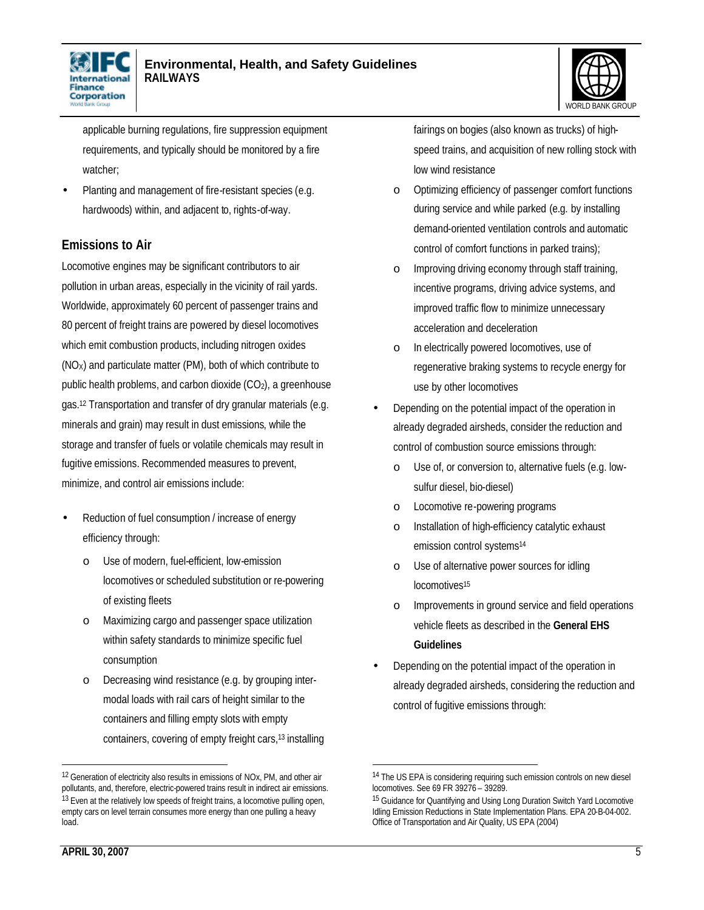applicable burning regulations, fire suppression equipment requirements, and typically should be monitored by a fire watcher;

- Planting and management of fire-resistant species (e.g. hardwoods) within, and adjacent to, rights-of-way.

## Emissions to Air

Locomotive engines may be significant contributors to air pollution in urban areas, especially in the vicinity of rail yards. Worldwide, approximately 60 percent of passenger trains and 80 percent of freight trains are powered by diesel locomotives which emit combustion products, including nitrogen oxides ($NO_X$) and particulate matter (PM), both of which contribute to public health problems, and carbon dioxide ($CO_2$), a greenhouse gas.[12] Transportation and transfer of dry granular materials (e.g. minerals and grain) may result in dust emissions, while the storage and transfer of fuels or volatile chemicals may result in fugitive emissions. Recommended measures to prevent, minimize, and control air emissions include:

- Reduction of fuel consumption / increase of energy efficiency through:
  - Use of modern, fuel-efficient, low-emission locomotives or scheduled substitution or re-powering of existing fleets
  - Maximizing cargo and passenger space utilization within safety standards to minimize specific fuel consumption
  - Decreasing wind resistance (e.g. by grouping inter-modal loads with rail cars of height similar to the containers and filling empty slots with empty containers, covering of empty freight cars,[13] installing fairings on bogies (also known as trucks) of high-speed trains, and acquisition of new rolling stock with low wind resistance
  - Optimizing efficiency of passenger comfort functions during service and while parked (e.g. by installing demand-oriented ventilation controls and automatic control of comfort functions in parked trains);
  - Improving driving economy through staff training, incentive programs, driving advice systems, and improved traffic flow to minimize unnecessary acceleration and deceleration
  - In electrically powered locomotives, use of regenerative braking systems to recycle energy for use by other locomotives
- Depending on the potential impact of the operation in already degraded airsheds, consider the reduction and control of combustion source emissions through:
  - Use of, or conversion to, alternative fuels (e.g. low-sulfur diesel, bio-diesel)
  - Locomotive re-powering programs
  - Installation of high-efficiency catalytic exhaust emission control systems[14]
  - Use of alternative power sources for idling locomotives[15]
  - Improvements in ground service and field operations vehicle fleets as described in the **General EHS Guidelines**
- Depending on the potential impact of the operation in already degraded airsheds, considering the reduction and control of fugitive emissions through:

---

[12] Generation of electricity also results in emissions of NOx, PM, and other air pollutants, and, therefore, electric-powered trains result in indirect air emissions.

[13] Even at the relatively low speeds of freight trains, a locomotive pulling open, empty cars on level terrain consumes more energy than one pulling a heavy load.

[14] The US EPA is considering requiring such emission controls on new diesel locomotives. See 69 FR 39276 – 39289.

[15] Guidance for Quantifying and Using Long Duration Switch Yard Locomotive Idling Emission Reductions in State Implementation Plans. EPA 20-B-04-002. Office of Transportation and Air Quality, US EPA (2004)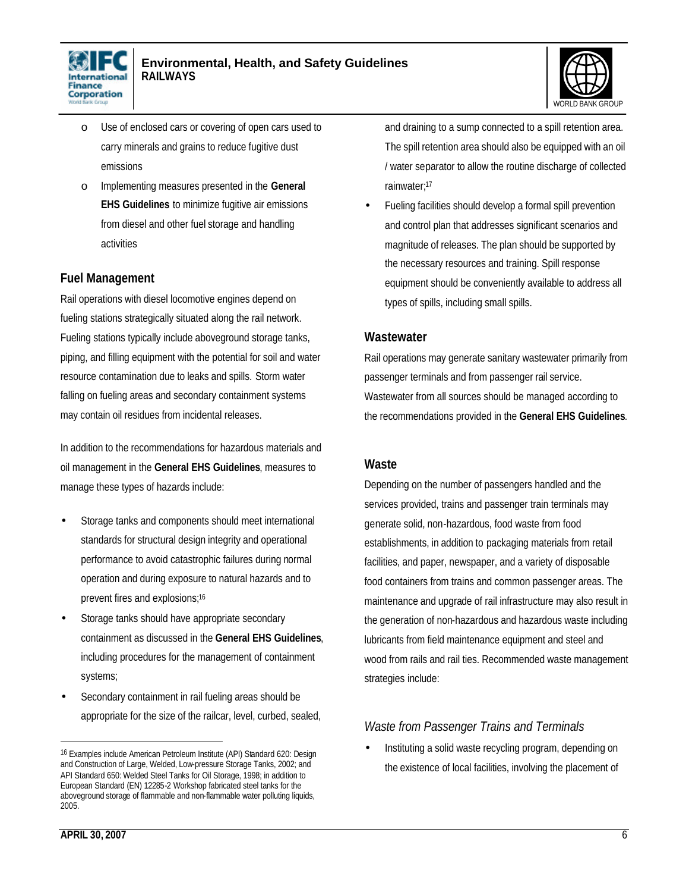- Use of enclosed cars or covering of open cars used to carry minerals and grains to reduce fugitive dust emissions
- Implementing measures presented in the **General EHS Guidelines** to minimize fugitive air emissions from diesel and other fuel storage and handling activities

## Fuel Management

Rail operations with diesel locomotive engines depend on fueling stations strategically situated along the rail network. Fueling stations typically include aboveground storage tanks, piping, and filling equipment with the potential for soil and water resource contamination due to leaks and spills. Storm water falling on fueling areas and secondary containment systems may contain oil residues from incidental releases.

In addition to the recommendations for hazardous materials and oil management in the **General EHS Guidelines**, measures to manage these types of hazards include:

- Storage tanks and components should meet international standards for structural design integrity and operational performance to avoid catastrophic failures during normal operation and during exposure to natural hazards and to prevent fires and explosions;[16]
- Storage tanks should have appropriate secondary containment as discussed in the **General EHS Guidelines**, including procedures for the management of containment systems;
- Secondary containment in rail fueling areas should be appropriate for the size of the railcar, level, curbed, sealed, and draining to a sump connected to a spill retention area. The spill retention area should also be equipped with an oil / water separator to allow the routine discharge of collected rainwater;[17]
- Fueling facilities should develop a formal spill prevention and control plan that addresses significant scenarios and magnitude of releases. The plan should be supported by the necessary resources and training. Spill response equipment should be conveniently available to address all types of spills, including small spills.

## Wastewater

Rail operations may generate sanitary wastewater primarily from passenger terminals and from passenger rail service. Wastewater from all sources should be managed according to the recommendations provided in the **General EHS Guidelines**.

## Waste

Depending on the number of passengers handled and the services provided, trains and passenger train terminals may generate solid, non-hazardous, food waste from food establishments, in addition to packaging materials from retail facilities, and paper, newspaper, and a variety of disposable food containers from trains and common passenger areas. The maintenance and upgrade of rail infrastructure may also result in the generation of non-hazardous and hazardous waste including lubricants from field maintenance equipment and steel and wood from rails and rail ties. Recommended waste management strategies include:

### *Waste from Passenger Trains and Terminals*

- Instituting a solid waste recycling program, depending on the existence of local facilities, involving the placement of

---

[16] Examples include American Petroleum Institute (API) Standard 620: Design and Construction of Large, Welded, Low-pressure Storage Tanks, 2002; and API Standard 650: Welded Steel Tanks for Oil Storage, 1998; in addition to European Standard (EN) 12285-2 Workshop fabricated steel tanks for the aboveground storage of flammable and non-flammable water polluting liquids, 2005.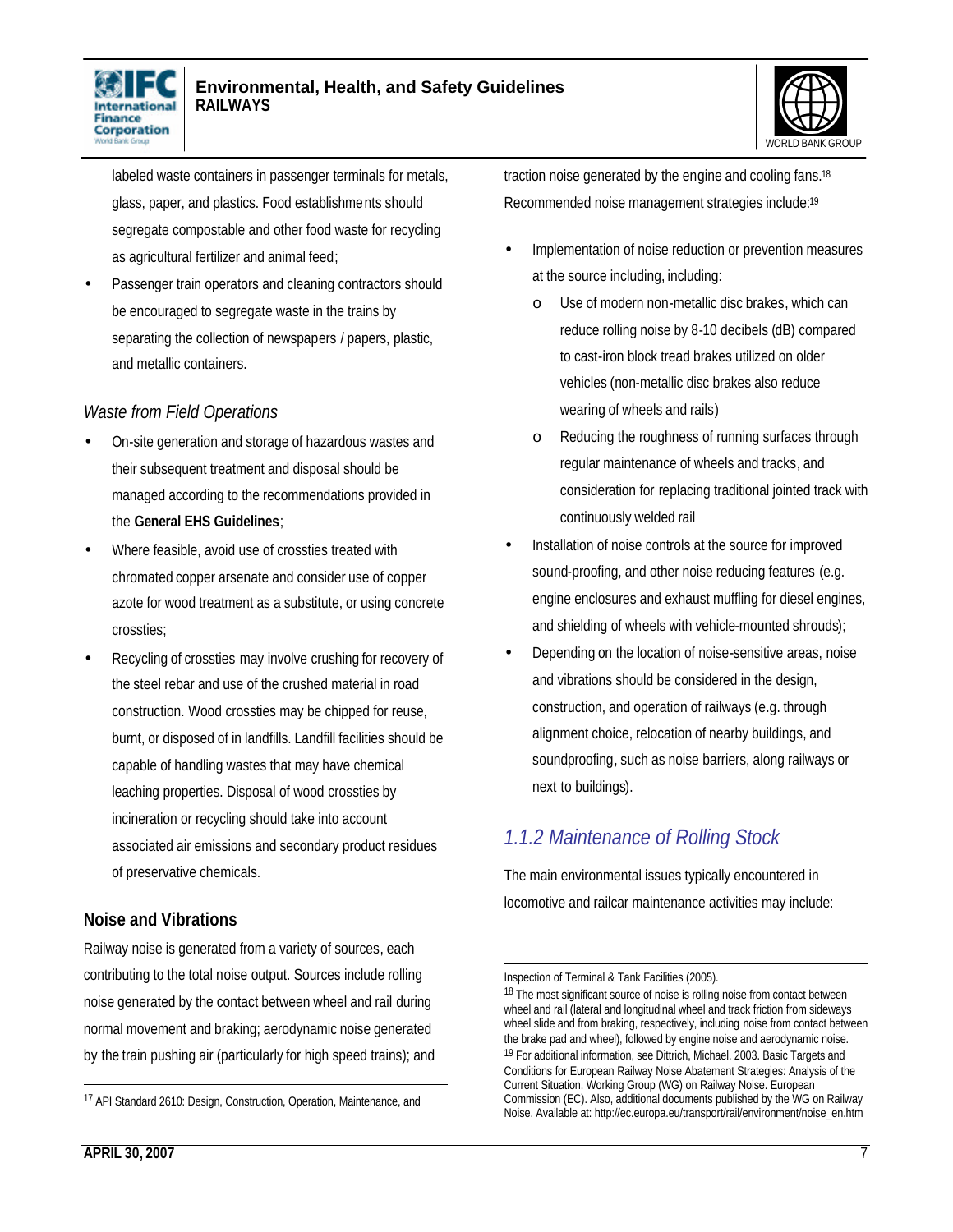labeled waste containers in passenger terminals for metals, glass, paper, and plastics. Food establishments should segregate compostable and other food waste for recycling as agricultural fertilizer and animal feed;

- Passenger train operators and cleaning contractors should be encouraged to segregate waste in the trains by separating the collection of newspapers / papers, plastic, and metallic containers.

### *Waste from Field Operations*

- On-site generation and storage of hazardous wastes and their subsequent treatment and disposal should be managed according to the recommendations provided in the **General EHS Guidelines**;
- Where feasible, avoid use of crossties treated with chromated copper arsenate and consider use of copper azote for wood treatment as a substitute, or using concrete crossties;
- Recycling of crossties may involve crushing for recovery of the steel rebar and use of the crushed material in road construction. Wood crossties may be chipped for reuse, burnt, or disposed of in landfills. Landfill facilities should be capable of handling wastes that may have chemical leaching properties. Disposal of wood crossties by incineration or recycling should take into account associated air emissions and secondary product residues of preservative chemicals.

### Noise and Vibrations

Railway noise is generated from a variety of sources, each contributing to the total noise output. Sources include rolling noise generated by the contact between wheel and rail during normal movement and braking; aerodynamic noise generated by the train pushing air (particularly for high speed trains); and traction noise generated by the engine and cooling fans.[18] Recommended noise management strategies include:[19]

- Implementation of noise reduction or prevention measures at the source including, including:
  - Use of modern non-metallic disc brakes, which can reduce rolling noise by 8-10 decibels (dB) compared to cast-iron block tread brakes utilized on older vehicles (non-metallic disc brakes also reduce wearing of wheels and rails)
  - Reducing the roughness of running surfaces through regular maintenance of wheels and tracks, and consideration for replacing traditional jointed track with continuously welded rail
- Installation of noise controls at the source for improved sound-proofing, and other noise reducing features (e.g. engine enclosures and exhaust muffling for diesel engines, and shielding of wheels with vehicle-mounted shrouds);
- Depending on the location of noise-sensitive areas, noise and vibrations should be considered in the design, construction, and operation of railways (e.g. through alignment choice, relocation of nearby buildings, and soundproofing, such as noise barriers, along railways or next to buildings).

## *1.1.2 Maintenance of Rolling Stock*

The main environmental issues typically encountered in locomotive and railcar maintenance activities may include:

---

[17] API Standard 2610: Design, Construction, Operation, Maintenance, and Inspection of Terminal & Tank Facilities (2005).

[18] The most significant source of noise is rolling noise from contact between wheel and rail (lateral and longitudinal wheel and track friction from sideways wheel slide and from braking, respectively, including noise from contact between the brake pad and wheel), followed by engine noise and aerodynamic noise.

[19] For additional information, see Dittrich, Michael. 2003. Basic Targets and Conditions for European Railway Noise Abatement Strategies: Analysis of the Current Situation. Working Group (WG) on Railway Noise. European Commission (EC). Also, additional documents published by the WG on Railway Noise. Available at: http://ec.europa.eu/transport/rail/environment/noise_en.htm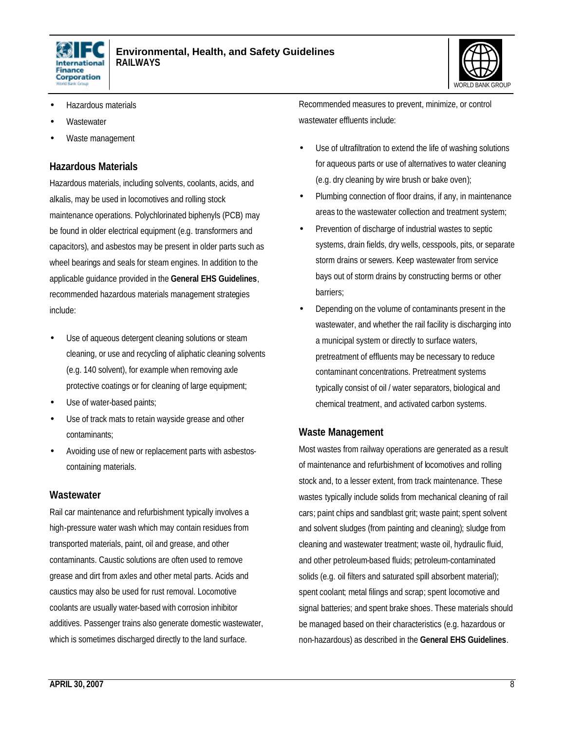- Hazardous materials
- Wastewater
- Waste management

### Hazardous Materials

Hazardous materials, including solvents, coolants, acids, and alkalis, may be used in locomotives and rolling stock maintenance operations. Polychlorinated biphenyls (PCB) may be found in older electrical equipment (e.g. transformers and capacitors), and asbestos may be present in older parts such as wheel bearings and seals for steam engines. In addition to the applicable guidance provided in the **General EHS Guidelines**, recommended hazardous materials management strategies include:

- Use of aqueous detergent cleaning solutions or steam cleaning, or use and recycling of aliphatic cleaning solvents (e.g. 140 solvent), for example when removing axle protective coatings or for cleaning of large equipment;
- Use of water-based paints;
- Use of track mats to retain wayside grease and other contaminants;
- Avoiding use of new or replacement parts with asbestos-containing materials.

### Wastewater

Rail car maintenance and refurbishment typically involves a high-pressure water wash which may contain residues from transported materials, paint, oil and grease, and other contaminants. Caustic solutions are often used to remove grease and dirt from axles and other metal parts. Acids and caustics may also be used for rust removal. Locomotive coolants are usually water-based with corrosion inhibitor additives. Passenger trains also generate domestic wastewater, which is sometimes discharged directly to the land surface.

Recommended measures to prevent, minimize, or control wastewater effluents include:

- Use of ultrafiltration to extend the life of washing solutions for aqueous parts or use of alternatives to water cleaning (e.g. dry cleaning by wire brush or bake oven);
- Plumbing connection of floor drains, if any, in maintenance areas to the wastewater collection and treatment system;
- Prevention of discharge of industrial wastes to septic systems, drain fields, dry wells, cesspools, pits, or separate storm drains or sewers. Keep wastewater from service bays out of storm drains by constructing berms or other barriers;
- Depending on the volume of contaminants present in the wastewater, and whether the rail facility is discharging into a municipal system or directly to surface waters, pretreatment of effluents may be necessary to reduce contaminant concentrations. Pretreatment systems typically consist of oil / water separators, biological and chemical treatment, and activated carbon systems.

### Waste Management

Most wastes from railway operations are generated as a result of maintenance and refurbishment of locomotives and rolling stock and, to a lesser extent, from track maintenance. These wastes typically include solids from mechanical cleaning of rail cars; paint chips and sandblast grit; waste paint; spent solvent and solvent sludges (from painting and cleaning); sludge from cleaning and wastewater treatment; waste oil, hydraulic fluid, and other petroleum-based fluids; petroleum-contaminated solids (e.g. oil filters and saturated spill absorbent material); spent coolant; metal filings and scrap; spent locomotive and signal batteries; and spent brake shoes. These materials should be managed based on their characteristics (e.g. hazardous or non-hazardous) as described in the **General EHS Guidelines**.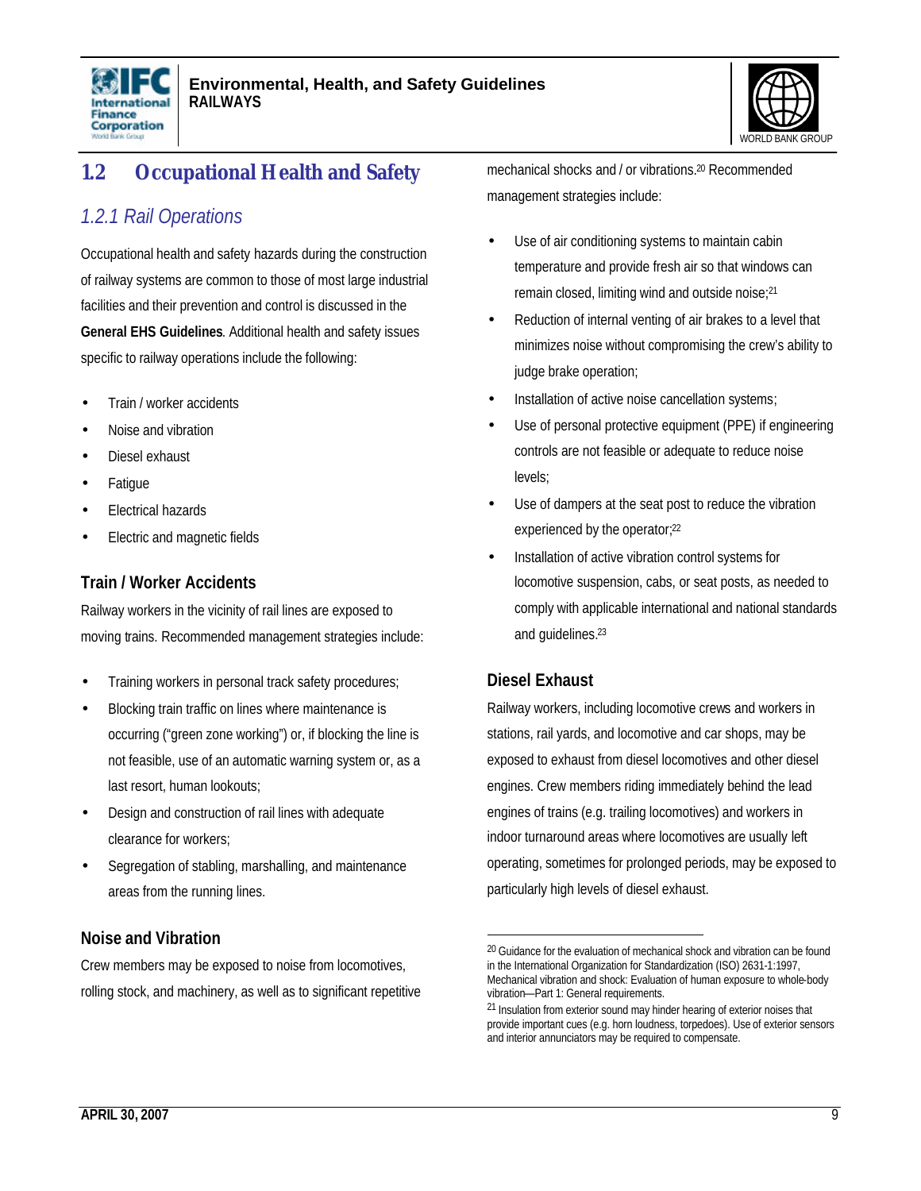## 1.2 Occupational Health and Safety

### *1.2.1 Rail Operations*

Occupational health and safety hazards during the construction of railway systems are common to those of most large industrial facilities and their prevention and control is discussed in the **General EHS Guidelines**. Additional health and safety issues specific to railway operations include the following:

- Train / worker accidents
- Noise and vibration
- Diesel exhaust
- Fatigue
- Electrical hazards
- Electric and magnetic fields

#### Train / Worker Accidents

Railway workers in the vicinity of rail lines are exposed to moving trains. Recommended management strategies include:

- Training workers in personal track safety procedures;
- Blocking train traffic on lines where maintenance is occurring ("green zone working") or, if blocking the line is not feasible, use of an automatic warning system or, as a last resort, human lookouts;
- Design and construction of rail lines with adequate clearance for workers;
- Segregation of stabling, marshalling, and maintenance areas from the running lines.

#### Noise and Vibration

Crew members may be exposed to noise from locomotives, rolling stock, and machinery, as well as to significant repetitive mechanical shocks and / or vibrations.[20] Recommended management strategies include:

- Use of air conditioning systems to maintain cabin temperature and provide fresh air so that windows can remain closed, limiting wind and outside noise;[21]
- Reduction of internal venting of air brakes to a level that minimizes noise without compromising the crew's ability to judge brake operation;
- Installation of active noise cancellation systems;
- Use of personal protective equipment (PPE) if engineering controls are not feasible or adequate to reduce noise levels;
- Use of dampers at the seat post to reduce the vibration experienced by the operator;[22]
- Installation of active vibration control systems for locomotive suspension, cabs, or seat posts, as needed to comply with applicable international and national standards and guidelines.[23]

#### Diesel Exhaust

Railway workers, including locomotive crews and workers in stations, rail yards, and locomotive and car shops, may be exposed to exhaust from diesel locomotives and other diesel engines. Crew members riding immediately behind the lead engines of trains (e.g. trailing locomotives) and workers in indoor turnaround areas where locomotives are usually left operating, sometimes for prolonged periods, may be exposed to particularly high levels of diesel exhaust.

---

[20] Guidance for the evaluation of mechanical shock and vibration can be found in the International Organization for Standardization (ISO) 2631-1:1997, Mechanical vibration and shock: Evaluation of human exposure to whole-body vibration—Part 1: General requirements.

[21] Insulation from exterior sound may hinder hearing of exterior noises that provide important cues (e.g. horn loudness, torpedoes). Use of exterior sensors and interior annunciators may be required to compensate.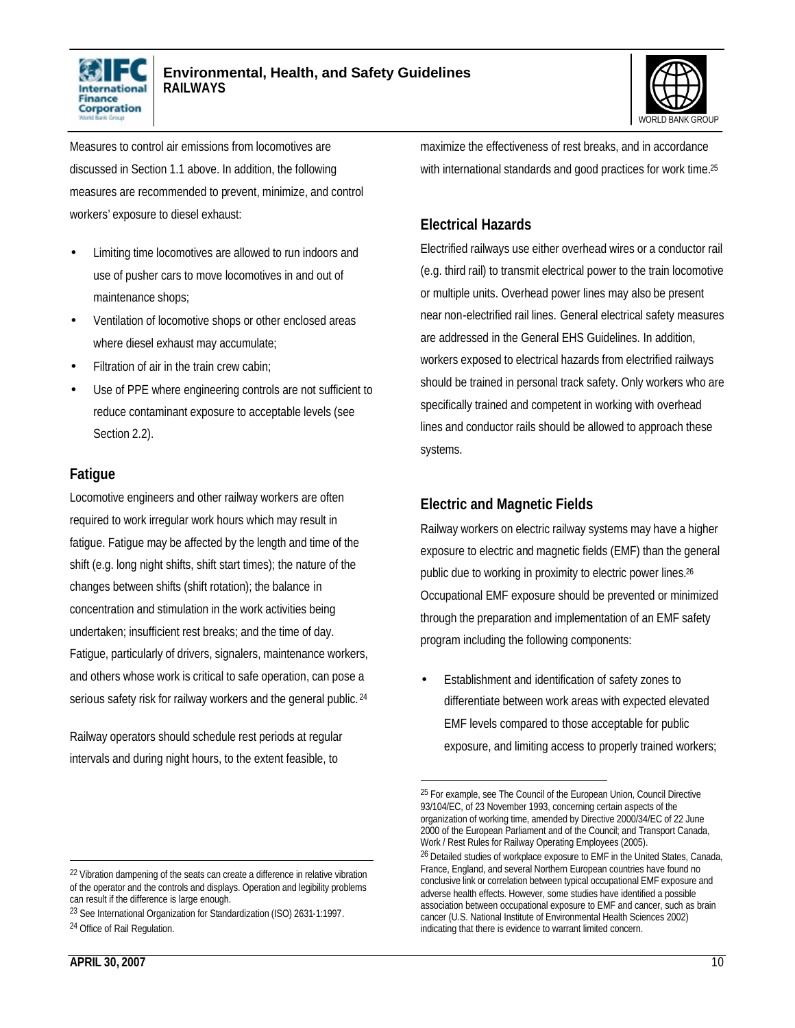Measures to control air emissions from locomotives are discussed in Section 1.1 above. In addition, the following measures are recommended to prevent, minimize, and control workers' exposure to diesel exhaust:

- Limiting time locomotives are allowed to run indoors and use of pusher cars to move locomotives in and out of maintenance shops;
- Ventilation of locomotive shops or other enclosed areas where diesel exhaust may accumulate;
- Filtration of air in the train crew cabin;
- Use of PPE where engineering controls are not sufficient to reduce contaminant exposure to acceptable levels (see Section 2.2).

### Fatigue

Locomotive engineers and other railway workers are often required to work irregular work hours which may result in fatigue. Fatigue may be affected by the length and time of the shift (e.g. long night shifts, shift start times); the nature of the changes between shifts (shift rotation); the balance in concentration and stimulation in the work activities being undertaken; insufficient rest breaks; and the time of day. Fatigue, particularly of drivers, signalers, maintenance workers, and others whose work is critical to safe operation, can pose a serious safety risk for railway workers and the general public.[24]

Railway operators should schedule rest periods at regular intervals and during night hours, to the extent feasible, to maximize the effectiveness of rest breaks, and in accordance with international standards and good practices for work time.[25]

### Electrical Hazards

Electrified railways use either overhead wires or a conductor rail (e.g. third rail) to transmit electrical power to the train locomotive or multiple units. Overhead power lines may also be present near non-electrified rail lines. General electrical safety measures are addressed in the General EHS Guidelines. In addition, workers exposed to electrical hazards from electrified railways should be trained in personal track safety. Only workers who are specifically trained and competent in working with overhead lines and conductor rails should be allowed to approach these systems.

### Electric and Magnetic Fields

Railway workers on electric railway systems may have a higher exposure to electric and magnetic fields (EMF) than the general public due to working in proximity to electric power lines.[26] Occupational EMF exposure should be prevented or minimized through the preparation and implementation of an EMF safety program including the following components:

- Establishment and identification of safety zones to differentiate between work areas with expected elevated EMF levels compared to those acceptable for public exposure, and limiting access to properly trained workers;

---

[22] Vibration dampening of the seats can create a difference in relative vibration of the operator and the controls and displays. Operation and legibility problems can result if the difference is large enough.

[23] See International Organization for Standardization (ISO) 2631-1:1997.

[24] Office of Rail Regulation.

[25] For example, see The Council of the European Union, Council Directive 93/104/EC, of 23 November 1993, concerning certain aspects of the organization of working time, amended by Directive 2000/34/EC of 22 June 2000 of the European Parliament and of the Council; and Transport Canada, Work / Rest Rules for Railway Operating Employees (2005).

[26] Detailed studies of workplace exposure to EMF in the United States, Canada, France, England, and several Northern European countries have found no conclusive link or correlation between typical occupational EMF exposure and adverse health effects. However, some studies have identified a possible association between occupational exposure to EMF and cancer, such as brain cancer (U.S. National Institute of Environmental Health Sciences 2002) indicating that there is evidence to warrant limited concern.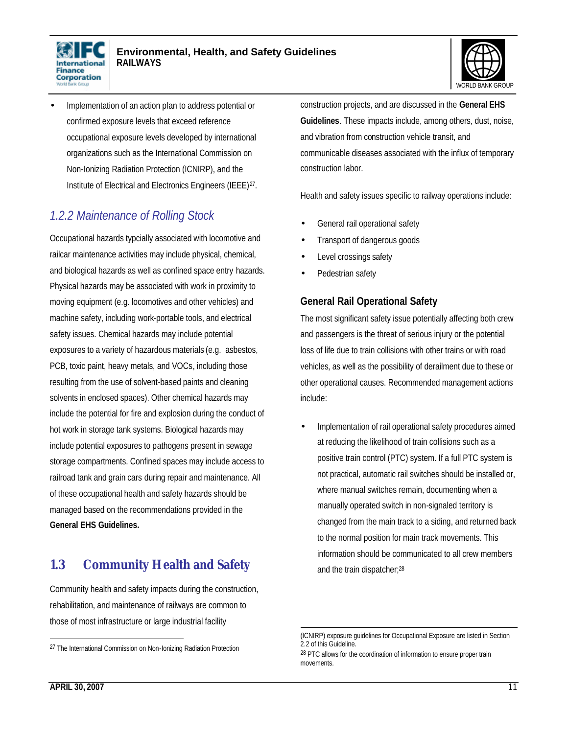- Implementation of an action plan to address potential or confirmed exposure levels that exceed reference occupational exposure levels developed by international organizations such as the International Commission on Non-Ionizing Radiation Protection (ICNIRP), and the Institute of Electrical and Electronics Engineers (IEEE)[27].

### *1.2.2 Maintenance of Rolling Stock*

Occupational hazards typcially associated with locomotive and railcar maintenance activities may include physical, chemical, and biological hazards as well as confined space entry hazards. Physical hazards may be associated with work in proximity to moving equipment (e.g. locomotives and other vehicles) and machine safety, including work-portable tools, and electrical safety issues. Chemical hazards may include potential exposures to a variety of hazardous materials (e.g. asbestos, PCB, toxic paint, heavy metals, and VOCs, including those resulting from the use of solvent-based paints and cleaning solvents in enclosed spaces). Other chemical hazards may include the potential for fire and explosion during the conduct of hot work in storage tank systems. Biological hazards may include potential exposures to pathogens present in sewage storage compartments. Confined spaces may include access to railroad tank and grain cars during repair and maintenance. All of these occupational health and safety hazards should be managed based on the recommendations provided in the **General EHS Guidelines.**

## 1.3 Community Health and Safety

Community health and safety impacts during the construction, rehabilitation, and maintenance of railways are common to those of most infrastructure or large industrial facility construction projects, and are discussed in the **General EHS Guidelines**. These impacts include, among others, dust, noise, and vibration from construction vehicle transit, and communicable diseases associated with the influx of temporary construction labor.

Health and safety issues specific to railway operations include:

- General rail operational safety
- Transport of dangerous goods
- Level crossings safety
- Pedestrian safety

### General Rail Operational Safety

The most significant safety issue potentially affecting both crew and passengers is the threat of serious injury or the potential loss of life due to train collisions with other trains or with road vehicles, as well as the possibility of derailment due to these or other operational causes. Recommended management actions include:

- Implementation of rail operational safety procedures aimed at reducing the likelihood of train collisions such as a positive train control (PTC) system. If a full PTC system is not practical, automatic rail switches should be installed or, where manual switches remain, documenting when a manually operated switch in non-signaled territory is changed from the main track to a siding, and returned back to the normal position for main track movements. This information should be communicated to all crew members and the train dispatcher;[28]

---

[27] The International Commission on Non-Ionizing Radiation Protection (ICNIRP) exposure guidelines for Occupational Exposure are listed in Section 2.2 of this Guideline.

[28] PTC allows for the coordination of information to ensure proper train movements.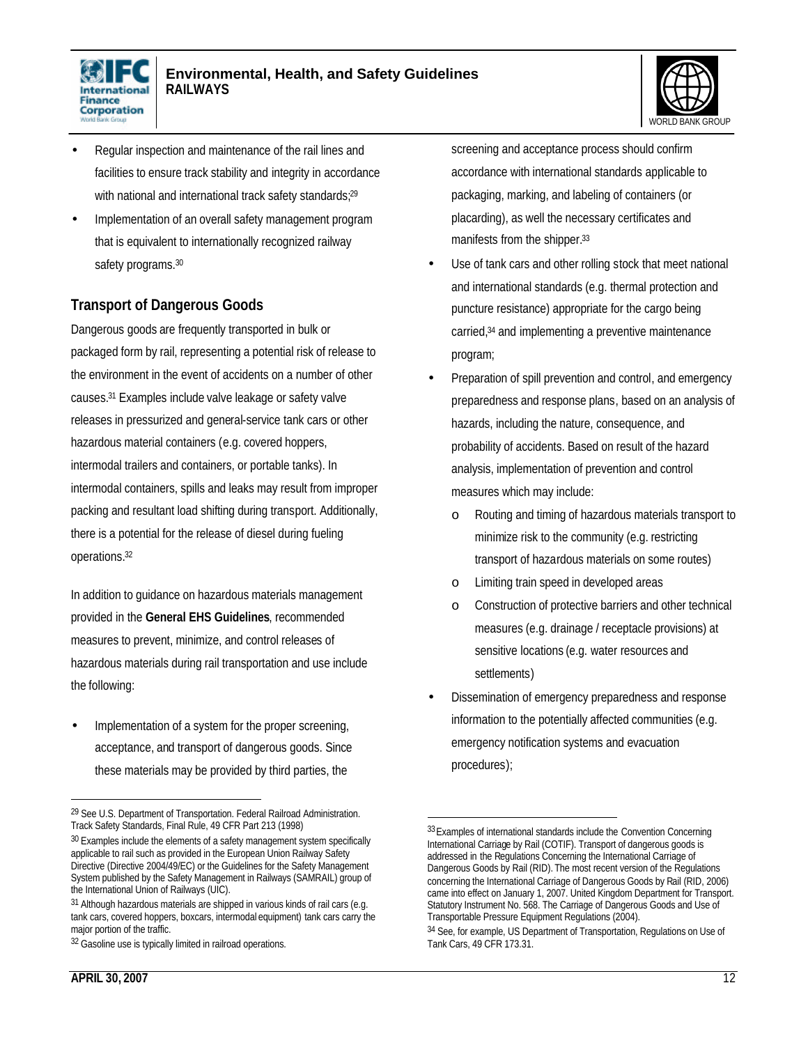- Regular inspection and maintenance of the rail lines and facilities to ensure track stability and integrity in accordance with national and international track safety standards;[29]
- Implementation of an overall safety management program that is equivalent to internationally recognized railway safety programs.[30]

### Transport of Dangerous Goods

Dangerous goods are frequently transported in bulk or packaged form by rail, representing a potential risk of release to the environment in the event of accidents on a number of other causes.[31] Examples include valve leakage or safety valve releases in pressurized and general-service tank cars or other hazardous material containers (e.g. covered hoppers, intermodal trailers and containers, or portable tanks). In intermodal containers, spills and leaks may result from improper packing and resultant load shifting during transport. Additionally, there is a potential for the release of diesel during fueling operations.[32]

In addition to guidance on hazardous materials management provided in the **General EHS Guidelines**, recommended measures to prevent, minimize, and control releases of hazardous materials during rail transportation and use include the following:

- Implementation of a system for the proper screening, acceptance, and transport of dangerous goods. Since these materials may be provided by third parties, the screening and acceptance process should confirm accordance with international standards applicable to packaging, marking, and labeling of containers (or placarding), as well the necessary certificates and manifests from the shipper.[33]
- Use of tank cars and other rolling stock that meet national and international standards (e.g. thermal protection and puncture resistance) appropriate for the cargo being carried,[34] and implementing a preventive maintenance program;
- Preparation of spill prevention and control, and emergency preparedness and response plans, based on an analysis of hazards, including the nature, consequence, and probability of accidents. Based on result of the hazard analysis, implementation of prevention and control measures which may include:
    - Routing and timing of hazardous materials transport to minimize risk to the community (e.g. restricting transport of hazardous materials on some routes)
    - Limiting train speed in developed areas
    - Construction of protective barriers and other technical measures (e.g. drainage / receptacle provisions) at sensitive locations (e.g. water resources and settlements)
- Dissemination of emergency preparedness and response information to the potentially affected communities (e.g. emergency notification systems and evacuation procedures);

---

[29] See U.S. Department of Transportation. Federal Railroad Administration. Track Safety Standards, Final Rule, 49 CFR Part 213 (1998)

[30] Examples include the elements of a safety management system specifically applicable to rail such as provided in the European Union Railway Safety Directive (Directive 2004/49/EC) or the Guidelines for the Safety Management System published by the Safety Management in Railways (SAMRAIL) group of the International Union of Railways (UIC).

[31] Although hazardous materials are shipped in various kinds of rail cars (e.g. tank cars, covered hoppers, boxcars, intermodal equipment) tank cars carry the major portion of the traffic.

[32] Gasoline use is typically limited in railroad operations.

[33] Examples of international standards include the Convention Concerning International Carriage by Rail (COTIF). Transport of dangerous goods is addressed in the Regulations Concerning the International Carriage of Dangerous Goods by Rail (RID). The most recent version of the Regulations concerning the International Carriage of Dangerous Goods by Rail (RID, 2006) came into effect on January 1, 2007. United Kingdom Department for Transport. Statutory Instrument No. 568. The Carriage of Dangerous Goods and Use of Transportable Pressure Equipment Regulations (2004).

[34] See, for example, US Department of Transportation, Regulations on Use of Tank Cars, 49 CFR 173.31.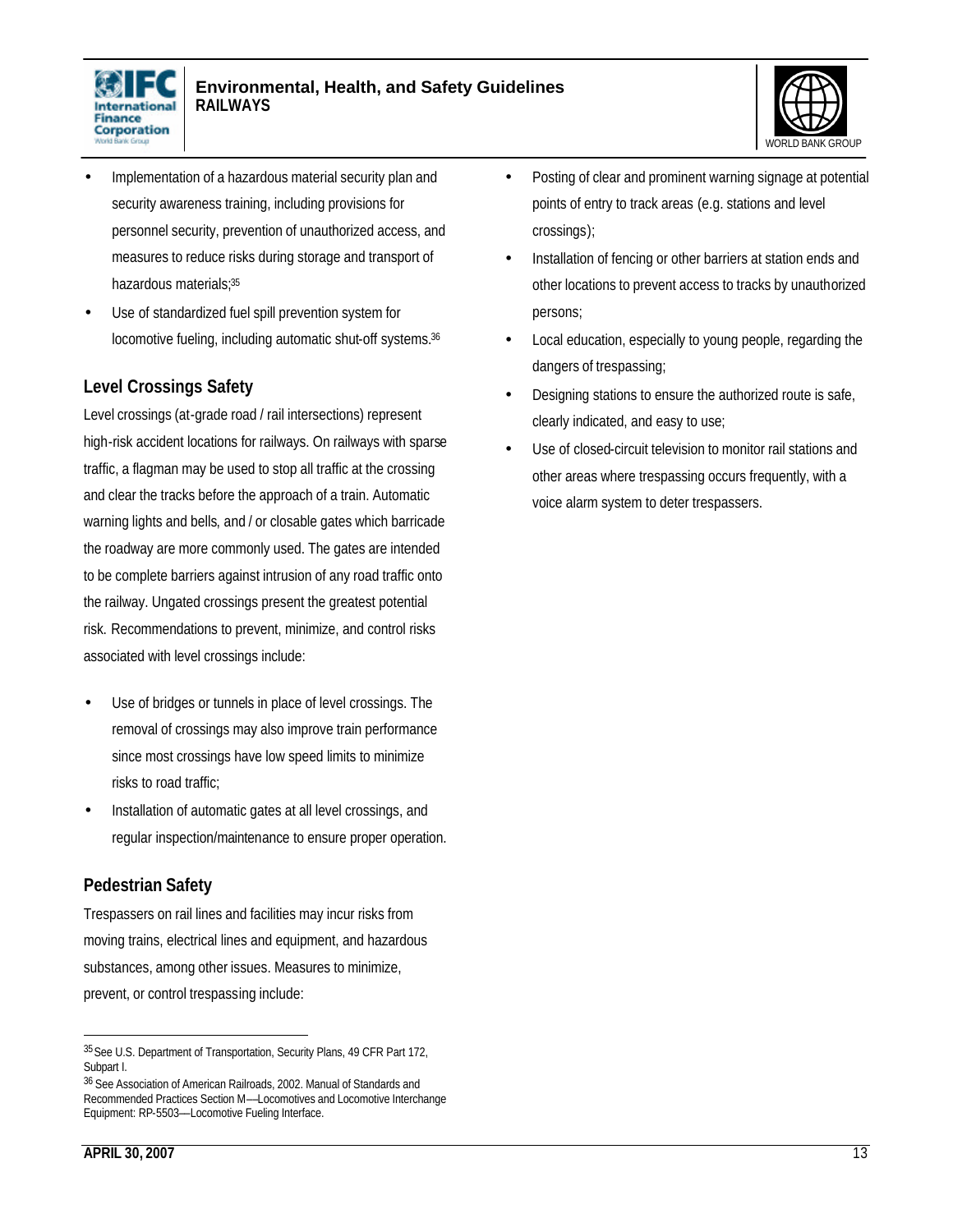- Implementation of a hazardous material security plan and security awareness training, including provisions for personnel security, prevention of unauthorized access, and measures to reduce risks during storage and transport of hazardous materials;[35]
- Use of standardized fuel spill prevention system for locomotive fueling, including automatic shut-off systems.[36]

## Level Crossings Safety

Level crossings (at-grade road / rail intersections) represent high-risk accident locations for railways. On railways with sparse traffic, a flagman may be used to stop all traffic at the crossing and clear the tracks before the approach of a train. Automatic warning lights and bells, and / or closable gates which barricade the roadway are more commonly used. The gates are intended to be complete barriers against intrusion of any road traffic onto the railway. Ungated crossings present the greatest potential risk. Recommendations to prevent, minimize, and control risks associated with level crossings include:

- Use of bridges or tunnels in place of level crossings. The removal of crossings may also improve train performance since most crossings have low speed limits to minimize risks to road traffic;
- Installation of automatic gates at all level crossings, and regular inspection/maintenance to ensure proper operation.

## Pedestrian Safety

Trespassers on rail lines and facilities may incur risks from moving trains, electrical lines and equipment, and hazardous substances, among other issues. Measures to minimize, prevent, or control trespassing include:

- Posting of clear and prominent warning signage at potential points of entry to track areas (e.g. stations and level crossings);
- Installation of fencing or other barriers at station ends and other locations to prevent access to tracks by unauthorized persons;
- Local education, especially to young people, regarding the dangers of trespassing;
- Designing stations to ensure the authorized route is safe, clearly indicated, and easy to use;
- Use of closed-circuit television to monitor rail stations and other areas where trespassing occurs frequently, with a voice alarm system to deter trespassers.

---

[35] See U.S. Department of Transportation, Security Plans, 49 CFR Part 172, Subpart I.

[36] See Association of American Railroads, 2002. Manual of Standards and Recommended Practices Section M—Locomotives and Locomotive Interchange Equipment: RP-5503—Locomotive Fueling Interface.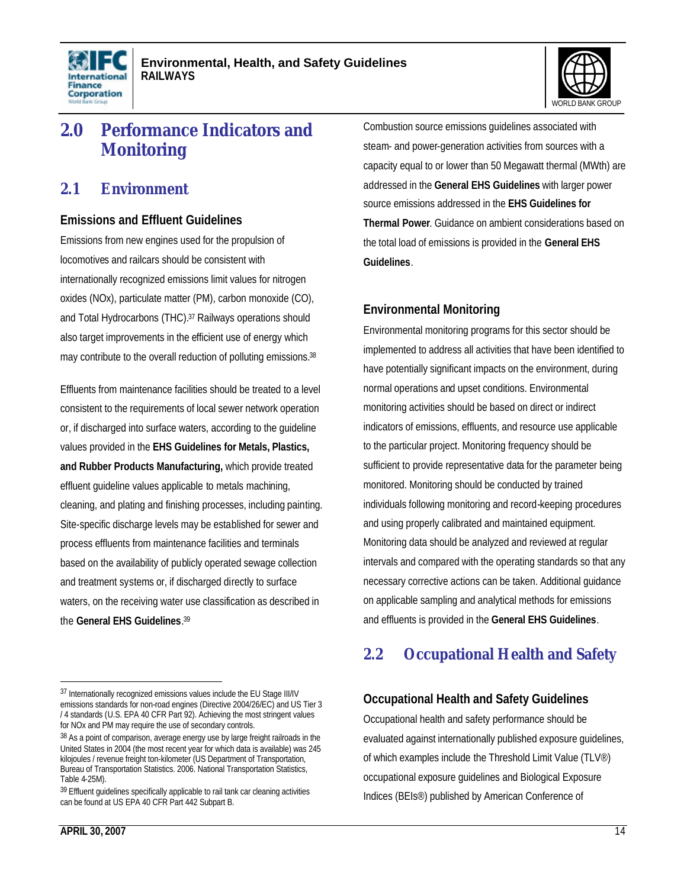# 2.0 Performance Indicators and Monitoring

## 2.1 Environment

### Emissions and Effluent Guidelines

Emissions from new engines used for the propulsion of locomotives and railcars should be consistent with internationally recognized emissions limit values for nitrogen oxides (NOx), particulate matter (PM), carbon monoxide (CO), and Total Hydrocarbons (THC).[37] Railways operations should also target improvements in the efficient use of energy which may contribute to the overall reduction of polluting emissions.[38]

Effluents from maintenance facilities should be treated to a level consistent to the requirements of local sewer network operation or, if discharged into surface waters, according to the guideline values provided in the **EHS Guidelines for Metals, Plastics, and Rubber Products Manufacturing,** which provide treated effluent guideline values applicable to metals machining, cleaning, and plating and finishing processes, including painting. Site-specific discharge levels may be established for sewer and process effluents from maintenance facilities and terminals based on the availability of publicly operated sewage collection and treatment systems or, if discharged directly to surface waters, on the receiving water use classification as described in the **General EHS Guidelines**.[39]

Combustion source emissions guidelines associated with steam- and power-generation activities from sources with a capacity equal to or lower than 50 Megawatt thermal (MWth) are addressed in the **General EHS Guidelines** with larger power source emissions addressed in the **EHS Guidelines for Thermal Power**. Guidance on ambient considerations based on the total load of emissions is provided in the **General EHS Guidelines**.

### Environmental Monitoring

Environmental monitoring programs for this sector should be implemented to address all activities that have been identified to have potentially significant impacts on the environment, during normal operations and upset conditions. Environmental monitoring activities should be based on direct or indirect indicators of emissions, effluents, and resource use applicable to the particular project. Monitoring frequency should be sufficient to provide representative data for the parameter being monitored. Monitoring should be conducted by trained individuals following monitoring and record-keeping procedures and using properly calibrated and maintained equipment. Monitoring data should be analyzed and reviewed at regular intervals and compared with the operating standards so that any necessary corrective actions can be taken. Additional guidance on applicable sampling and analytical methods for emissions and effluents is provided in the **General EHS Guidelines**.

## 2.2 Occupational Health and Safety

### Occupational Health and Safety Guidelines

Occupational health and safety performance should be evaluated against internationally published exposure guidelines, of which examples include the Threshold Limit Value (TLV®) occupational exposure guidelines and Biological Exposure Indices (BEIs®) published by American Conference of

---

[37] Internationally recognized emissions values include the EU Stage III/IV emissions standards for non-road engines (Directive 2004/26/EC) and US Tier 3 / 4 standards (U.S. EPA 40 CFR Part 92). Achieving the most stringent values for NOx and PM may require the use of secondary controls.

[38] As a point of comparison, average energy use by large freight railroads in the United States in 2004 (the most recent year for which data is available) was 245 kilojoules / revenue freight ton-kilometer (US Department of Transportation, Bureau of Transportation Statistics. 2006. National Transportation Statistics, Table 4-25M).

[39] Effluent guidelines specifically applicable to rail tank car cleaning activities can be found at US EPA 40 CFR Part 442 Subpart B.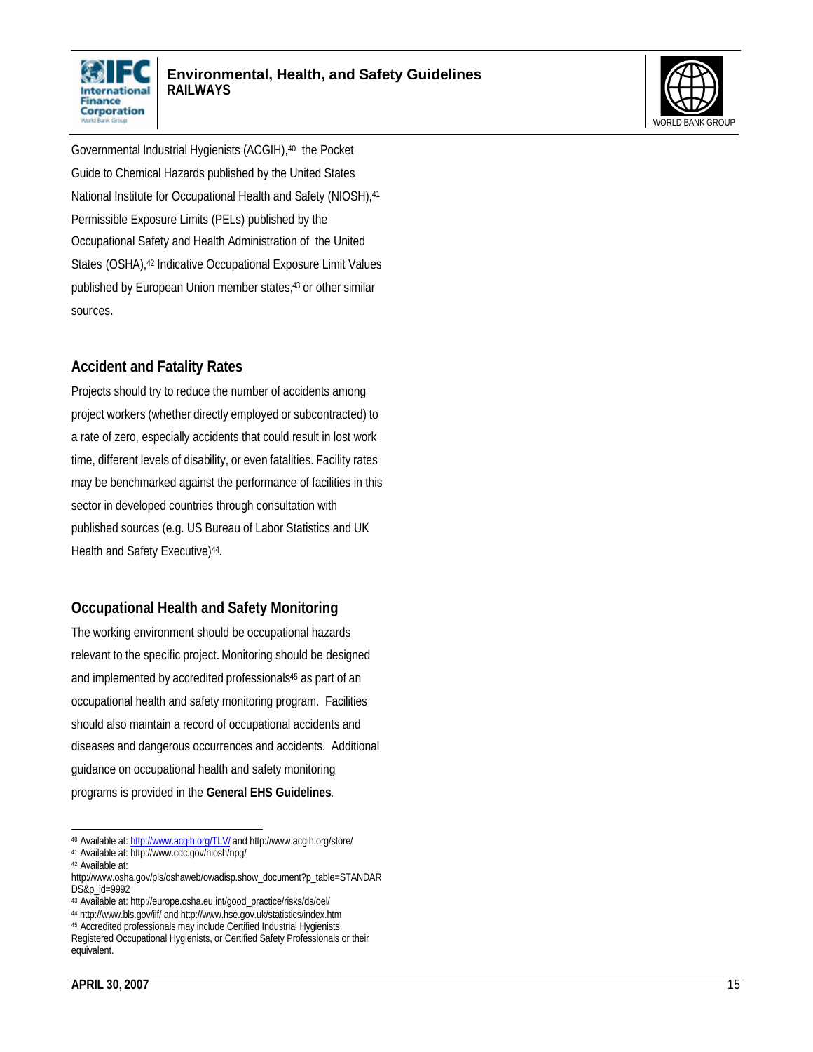Governmental Industrial Hygienists (ACGIH),[40] the Pocket Guide to Chemical Hazards published by the United States National Institute for Occupational Health and Safety (NIOSH),[41] Permissible Exposure Limits (PELs) published by the Occupational Safety and Health Administration of the United States (OSHA),[42] Indicative Occupational Exposure Limit Values published by European Union member states,[43] or other similar sources.

## Accident and Fatality Rates

Projects should try to reduce the number of accidents among project workers (whether directly employed or subcontracted) to a rate of zero, especially accidents that could result in lost work time, different levels of disability, or even fatalities. Facility rates may be benchmarked against the performance of facilities in this sector in developed countries through consultation with published sources (e.g. US Bureau of Labor Statistics and UK Health and Safety Executive)[44].

## Occupational Health and Safety Monitoring

The working environment should be occupational hazards relevant to the specific project. Monitoring should be designed and implemented by accredited professionals[45] as part of an occupational health and safety monitoring program. Facilities should also maintain a record of occupational accidents and diseases and dangerous occurrences and accidents. Additional guidance on occupational health and safety monitoring programs is provided in the **General EHS Guidelines**.

---

[40] Available at: http://www.acgih.org/TLV/ and http://www.acgih.org/store/

[41] Available at: http://www.cdc.gov/niosh/npg/

[42] Available at: http://www.osha.gov/pls/oshaweb/owadisp.show_document?p_table=STANDARDS&p_id=9992

[43] Available at: http://europe.osha.eu.int/good_practice/risks/ds/oel/

[44] http://www.bls.gov/iif/ and http://www.hse.gov.uk/statistics/index.htm

[45] Accredited professionals may include Certified Industrial Hygienists, Registered Occupational Hygienists, or Certified Safety Professionals or their equivalent.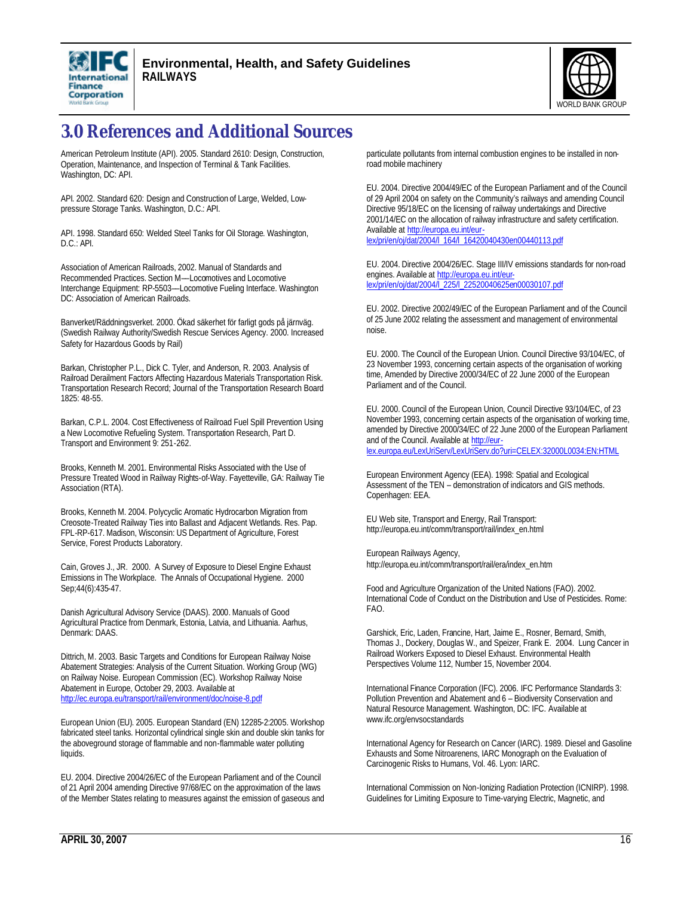# 3.0 References and Additional Sources

American Petroleum Institute (API). 2005. Standard 2610: Design, Construction, Operation, Maintenance, and Inspection of Terminal & Tank Facilities. Washington, DC: API.

API. 2002. Standard 620: Design and Construction of Large, Welded, Low-pressure Storage Tanks. Washington, D.C.: API.

API. 1998. Standard 650: Welded Steel Tanks for Oil Storage. Washington, D.C.: API.

Association of American Railroads, 2002. Manual of Standards and Recommended Practices. Section M—Locomotives and Locomotive Interchange Equipment: RP-5503—Locomotive Fueling Interface. Washington DC: Association of American Railroads.

Banverket/Räddningsverket. 2000. Ökad säkerhet för farligt gods på järnväg. (Swedish Railway Authority/Swedish Rescue Services Agency. 2000. Increased Safety for Hazardous Goods by Rail)

Barkan, Christopher P.L., Dick C. Tyler, and Anderson, R. 2003. Analysis of Railroad Derailment Factors Affecting Hazardous Materials Transportation Risk. Transportation Research Record; Journal of the Transportation Research Board 1825: 48-55.

Barkan, C.P.L. 2004. Cost Effectiveness of Railroad Fuel Spill Prevention Using a New Locomotive Refueling System. Transportation Research, Part D. Transport and Environment 9: 251-262.

Brooks, Kenneth M. 2001. Environmental Risks Associated with the Use of Pressure Treated Wood in Railway Rights-of-Way. Fayetteville, GA: Railway Tie Association (RTA).

Brooks, Kenneth M. 2004. Polycyclic Aromatic Hydrocarbon Migration from Creosote-Treated Railway Ties into Ballast and Adjacent Wetlands. Res. Pap. FPL-RP-617. Madison, Wisconsin: US Department of Agriculture, Forest Service, Forest Products Laboratory.

Cain, Groves J., JR. 2000. A Survey of Exposure to Diesel Engine Exhaust Emissions in The Workplace. The Annals of Occupational Hygiene. 2000 Sep;44(6):435-47.

Danish Agricultural Advisory Service (DAAS). 2000. Manuals of Good Agricultural Practice from Denmark, Estonia, Latvia, and Lithuania. Aarhus, Denmark: DAAS.

Dittrich, M. 2003. Basic Targets and Conditions for European Railway Noise Abatement Strategies: Analysis of the Current Situation. Working Group (WG) on Railway Noise. European Commission (EC). Workshop Railway Noise Abatement in Europe, October 29, 2003. Available at http://ec.europa.eu/transport/rail/environment/doc/noise-8.pdf

European Union (EU). 2005. European Standard (EN) 12285-2:2005. Workshop fabricated steel tanks. Horizontal cylindrical single skin and double skin tanks for the aboveground storage of flammable and non-flammable water polluting liquids.

EU. 2004. Directive 2004/26/EC of the European Parliament and of the Council of 21 April 2004 amending Directive 97/68/EC on the approximation of the laws of the Member States relating to measures against the emission of gaseous and particulate pollutants from internal combustion engines to be installed in non-road mobile machinery

EU. 2004. Directive 2004/49/EC of the European Parliament and of the Council of 29 April 2004 on safety on the Community's railways and amending Council Directive 95/18/EC on the licensing of railway undertakings and Directive 2001/14/EC on the allocation of railway infrastructure and safety certification. Available at http://europa.eu.int/eur-lex/pri/en/oj/dat/2004/l_164/l_16420040430en00440113.pdf

EU. 2004. Directive 2004/26/EC. Stage III/IV emissions standards for non-road engines. Available at http://europa.eu.int/eur-lex/pri/en/oj/dat/2004/l_225/l_22520040625en00030107.pdf

EU. 2002. Directive 2002/49/EC of the European Parliament and of the Council of 25 June 2002 relating the assessment and management of environmental noise.

EU. 2000. The Council of the European Union. Council Directive 93/104/EC, of 23 November 1993, concerning certain aspects of the organisation of working time, Amended by Directive 2000/34/EC of 22 June 2000 of the European Parliament and of the Council.

EU. 2000. Council of the European Union, Council Directive 93/104/EC, of 23 November 1993, concerning certain aspects of the organisation of working time, amended by Directive 2000/34/EC of 22 June 2000 of the European Parliament and of the Council. Available at http://eur-lex.europa.eu/LexUriServ/LexUriServ.do?uri=CELEX:32000L0034:EN:HTML

European Environment Agency (EEA). 1998: Spatial and Ecological Assessment of the TEN – demonstration of indicators and GIS methods. Copenhagen: EEA.

EU Web site, Transport and Energy, Rail Transport: http://europa.eu.int/comm/transport/rail/index_en.html

European Railways Agency, http://europa.eu.int/comm/transport/rail/era/index_en.htm

Food and Agriculture Organization of the United Nations (FAO). 2002. International Code of Conduct on the Distribution and Use of Pesticides. Rome: FAO.

Garshick, Eric, Laden, Francine, Hart, Jaime E., Rosner, Bernard, Smith, Thomas J., Dockery, Douglas W., and Speizer, Frank E. 2004. Lung Cancer in Railroad Workers Exposed to Diesel Exhaust. Environmental Health Perspectives Volume 112, Number 15, November 2004.

International Finance Corporation (IFC). 2006. IFC Performance Standards 3: Pollution Prevention and Abatement and 6 – Biodiversity Conservation and Natural Resource Management. Washington, DC: IFC. Available at www.ifc.org/envsocstandards

International Agency for Research on Cancer (IARC). 1989. Diesel and Gasoline Exhausts and Some Nitroarenens, IARC Monograph on the Evaluation of Carcinogenic Risks to Humans, Vol. 46. Lyon: IARC.

International Commission on Non-Ionizing Radiation Protection (ICNIRP). 1998. Guidelines for Limiting Exposure to Time-varying Electric, Magnetic, and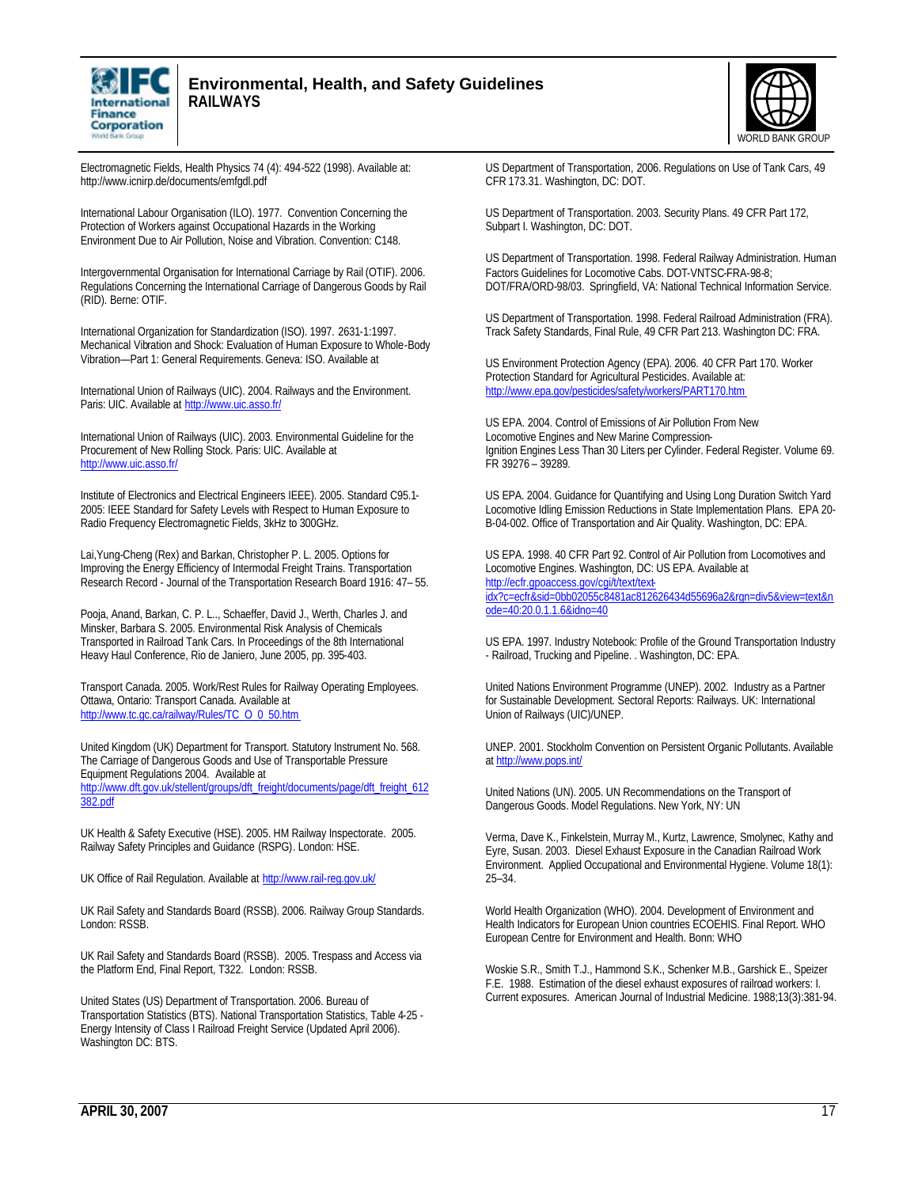Electromagnetic Fields, Health Physics 74 (4): 494-522 (1998). Available at: http://www.icnirp.de/documents/emfgdl.pdf

International Labour Organisation (ILO). 1977. Convention Concerning the Protection of Workers against Occupational Hazards in the Working Environment Due to Air Pollution, Noise and Vibration. Convention: C148.

Intergovernmental Organisation for International Carriage by Rail (OTIF). 2006. Regulations Concerning the International Carriage of Dangerous Goods by Rail (RID). Berne: OTIF.

International Organization for Standardization (ISO). 1997. 2631-1:1997. Mechanical Vibration and Shock: Evaluation of Human Exposure to Whole-Body Vibration—Part 1: General Requirements. Geneva: ISO. Available at

International Union of Railways (UIC). 2004. Railways and the Environment. Paris: UIC. Available at http://www.uic.asso.fr/

International Union of Railways (UIC). 2003. Environmental Guideline for the Procurement of New Rolling Stock. Paris: UIC. Available at http://www.uic.asso.fr/

Institute of Electronics and Electrical Engineers IEEE). 2005. Standard C95.1-2005: IEEE Standard for Safety Levels with Respect to Human Exposure to Radio Frequency Electromagnetic Fields, 3kHz to 300GHz.

Lai,Yung-Cheng (Rex) and Barkan, Christopher P. L. 2005. Options for Improving the Energy Efficiency of Intermodal Freight Trains. Transportation Research Record - Journal of the Transportation Research Board 1916: 47– 55.

Pooja, Anand, Barkan, C. P. L.., Schaeffer, David J., Werth, Charles J. and Minsker, Barbara S. 2005. Environmental Risk Analysis of Chemicals Transported in Railroad Tank Cars. In Proceedings of the 8th International Heavy Haul Conference, Rio de Janiero, June 2005, pp. 395-403.

Transport Canada. 2005. Work/Rest Rules for Railway Operating Employees. Ottawa, Ontario: Transport Canada. Available at http://www.tc.gc.ca/railway/Rules/TC_O_0_50.htm

United Kingdom (UK) Department for Transport. Statutory Instrument No. 568. The Carriage of Dangerous Goods and Use of Transportable Pressure Equipment Regulations 2004. Available at http://www.dft.gov.uk/stellent/groups/dft_freight/documents/page/dft_freight_612382.pdf

UK Health & Safety Executive (HSE). 2005. HM Railway Inspectorate. 2005. Railway Safety Principles and Guidance (RSPG). London: HSE.

UK Office of Rail Regulation. Available at http://www.rail-reg.gov.uk/

UK Rail Safety and Standards Board (RSSB). 2006. Railway Group Standards. London: RSSB.

UK Rail Safety and Standards Board (RSSB). 2005. Trespass and Access via the Platform End, Final Report, T322. London: RSSB.

United States (US) Department of Transportation. 2006. Bureau of Transportation Statistics (BTS). National Transportation Statistics, Table 4-25 - Energy Intensity of Class I Railroad Freight Service (Updated April 2006). Washington DC: BTS.

US Department of Transportation, 2006. Regulations on Use of Tank Cars, 49 CFR 173.31. Washington, DC: DOT.

US Department of Transportation. 2003. Security Plans. 49 CFR Part 172, Subpart I. Washington, DC: DOT.

US Department of Transportation. 1998. Federal Railway Administration. Human Factors Guidelines for Locomotive Cabs. DOT-VNTSC-FRA-98-8; DOT/FRA/ORD-98/03. Springfield, VA: National Technical Information Service.

US Department of Transportation. 1998. Federal Railroad Administration (FRA). Track Safety Standards, Final Rule, 49 CFR Part 213. Washington DC: FRA.

US Environment Protection Agency (EPA). 2006. 40 CFR Part 170. Worker Protection Standard for Agricultural Pesticides. Available at: http://www.epa.gov/pesticides/safety/workers/PART170.htm

US EPA. 2004. Control of Emissions of Air Pollution From New Locomotive Engines and New Marine Compression-Ignition Engines Less Than 30 Liters per Cylinder. Federal Register. Volume 69. FR 39276 – 39289.

US EPA. 2004. Guidance for Quantifying and Using Long Duration Switch Yard Locomotive Idling Emission Reductions in State Implementation Plans. EPA 20-B-04-002. Office of Transportation and Air Quality. Washington, DC: EPA.

US EPA. 1998. 40 CFR Part 92. Control of Air Pollution from Locomotives and Locomotive Engines. Washington, DC: US EPA. Available at http://ecfr.gpoaccess.gov/cgi/t/text/text-idx?c=ecfr&sid=0bb02055c8481ac812626434d55696a2&rgn=div5&view=text&node=40:20.0.1.1.6&idno=40

US EPA. 1997. Industry Notebook: Profile of the Ground Transportation Industry - Railroad, Trucking and Pipeline. . Washington, DC: EPA.

United Nations Environment Programme (UNEP). 2002. Industry as a Partner for Sustainable Development. Sectoral Reports: Railways. UK: International Union of Railways (UIC)/UNEP.

UNEP. 2001. Stockholm Convention on Persistent Organic Pollutants. Available at http://www.pops.int/

United Nations (UN). 2005. UN Recommendations on the Transport of Dangerous Goods. Model Regulations. New York, NY: UN

Verma, Dave K., Finkelstein, Murray M., Kurtz, Lawrence, Smolynec, Kathy and Eyre, Susan. 2003. Diesel Exhaust Exposure in the Canadian Railroad Work Environment. Applied Occupational and Environmental Hygiene. Volume 18(1): 25–34.

World Health Organization (WHO). 2004. Development of Environment and Health Indicators for European Union countries ECOEHIS. Final Report. WHO European Centre for Environment and Health. Bonn: WHO

Woskie S.R., Smith T.J., Hammond S.K., Schenker M.B., Garshick E., Speizer F.E. 1988. Estimation of the diesel exhaust exposures of railroad workers: I. Current exposures. American Journal of Industrial Medicine. 1988;13(3):381-94.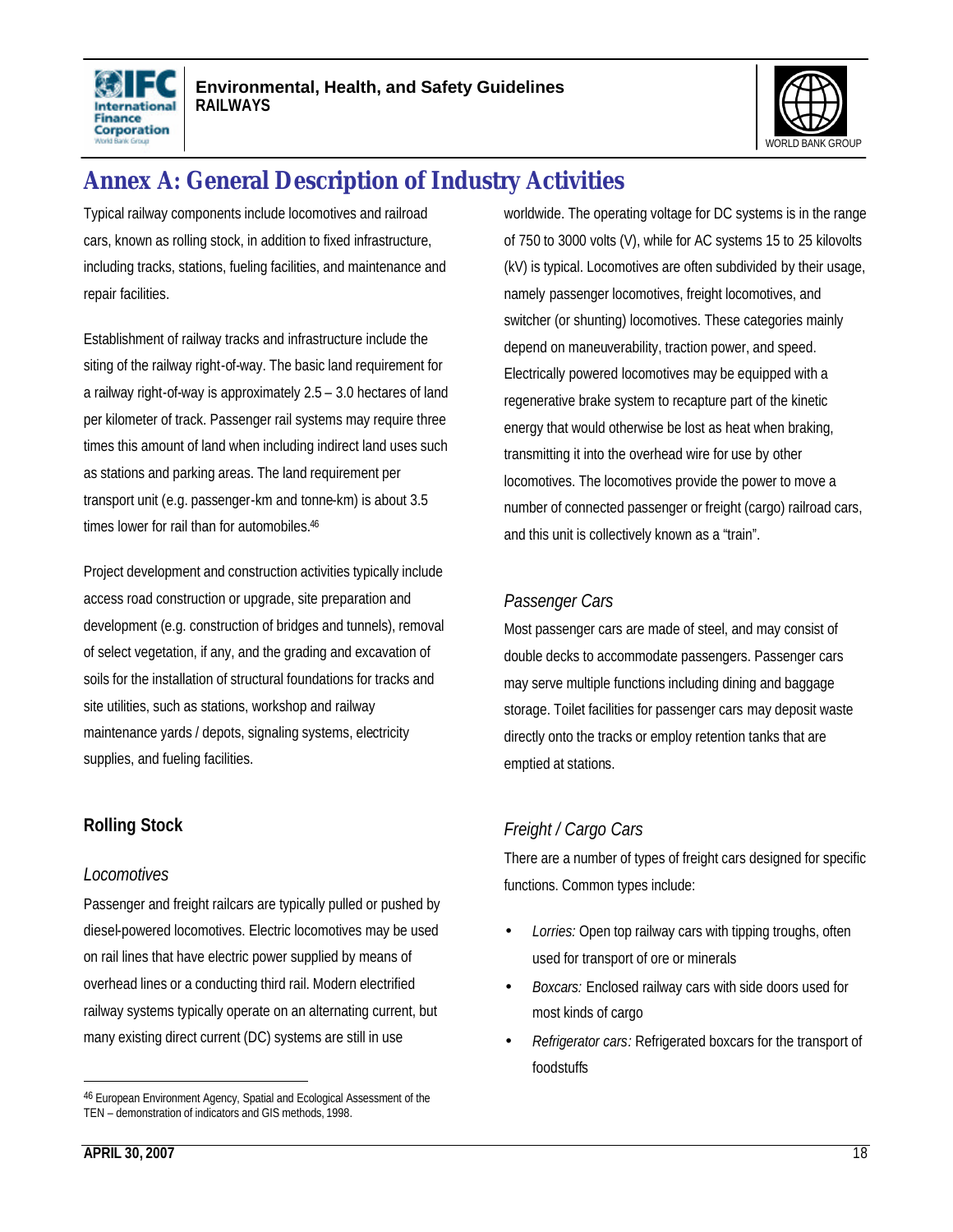# Annex A: General Description of Industry Activities

Typical railway components include locomotives and railroad cars, known as rolling stock, in addition to fixed infrastructure, including tracks, stations, fueling facilities, and maintenance and repair facilities.

Establishment of railway tracks and infrastructure include the siting of the railway right-of-way. The basic land requirement for a railway right-of-way is approximately 2.5 – 3.0 hectares of land per kilometer of track. Passenger rail systems may require three times this amount of land when including indirect land uses such as stations and parking areas. The land requirement per transport unit (e.g. passenger-km and tonne-km) is about 3.5 times lower for rail than for automobiles.[46]

Project development and construction activities typically include access road construction or upgrade, site preparation and development (e.g. construction of bridges and tunnels), removal of select vegetation, if any, and the grading and excavation of soils for the installation of structural foundations for tracks and site utilities, such as stations, workshop and railway maintenance yards / depots, signaling systems, electricity supplies, and fueling facilities.

## Rolling Stock

### *Locomotives*

Passenger and freight railcars are typically pulled or pushed by diesel-powered locomotives. Electric locomotives may be used on rail lines that have electric power supplied by means of overhead lines or a conducting third rail. Modern electrified railway systems typically operate on an alternating current, but many existing direct current (DC) systems are still in use worldwide. The operating voltage for DC systems is in the range of 750 to 3000 volts (V), while for AC systems 15 to 25 kilovolts (kV) is typical. Locomotives are often subdivided by their usage, namely passenger locomotives, freight locomotives, and switcher (or shunting) locomotives. These categories mainly depend on maneuverability, traction power, and speed. Electrically powered locomotives may be equipped with a regenerative brake system to recapture part of the kinetic energy that would otherwise be lost as heat when braking, transmitting it into the overhead wire for use by other locomotives. The locomotives provide the power to move a number of connected passenger or freight (cargo) railroad cars, and this unit is collectively known as a "train".

### *Passenger Cars*

Most passenger cars are made of steel, and may consist of double decks to accommodate passengers. Passenger cars may serve multiple functions including dining and baggage storage. Toilet facilities for passenger cars may deposit waste directly onto the tracks or employ retention tanks that are emptied at stations.

### *Freight / Cargo Cars*

There are a number of types of freight cars designed for specific functions. Common types include:

- *Lorries:* Open top railway cars with tipping troughs, often used for transport of ore or minerals
- *Boxcars:* Enclosed railway cars with side doors used for most kinds of cargo
- *Refrigerator cars:* Refrigerated boxcars for the transport of foodstuffs

---

[46] European Environment Agency, Spatial and Ecological Assessment of the TEN – demonstration of indicators and GIS methods, 1998.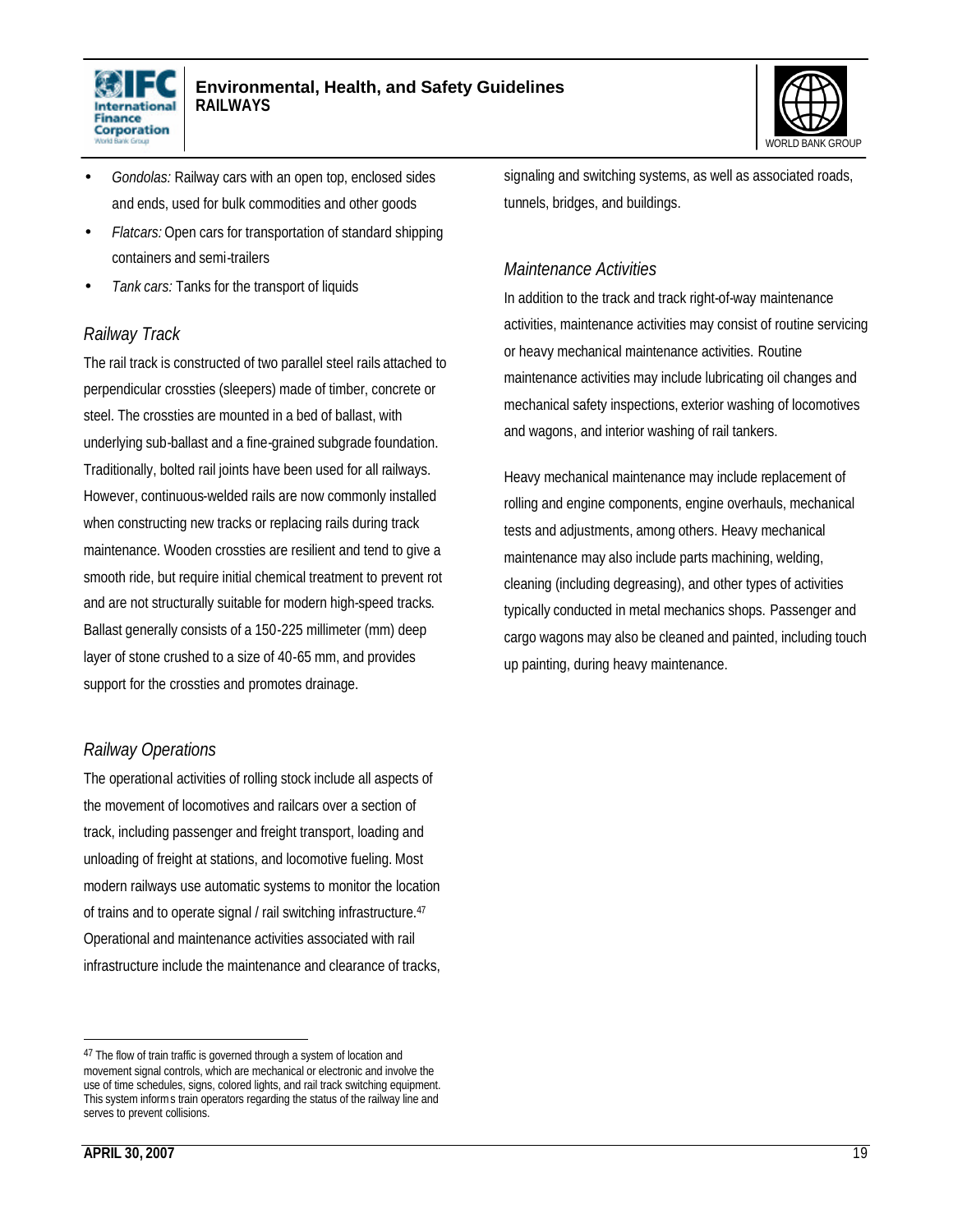- *Gondolas:* Railway cars with an open top, enclosed sides and ends, used for bulk commodities and other goods
- *Flatcars:* Open cars for transportation of standard shipping containers and semi-trailers
- *Tank cars:* Tanks for the transport of liquids

### *Railway Track*

The rail track is constructed of two parallel steel rails attached to perpendicular crossties (sleepers) made of timber, concrete or steel. The crossties are mounted in a bed of ballast, with underlying sub-ballast and a fine-grained subgrade foundation. Traditionally, bolted rail joints have been used for all railways. However, continuous-welded rails are now commonly installed when constructing new tracks or replacing rails during track maintenance. Wooden crossties are resilient and tend to give a smooth ride, but require initial chemical treatment to prevent rot and are not structurally suitable for modern high-speed tracks. Ballast generally consists of a 150-225 millimeter (mm) deep layer of stone crushed to a size of 40-65 mm, and provides support for the crossties and promotes drainage.

### *Railway Operations*

The operational activities of rolling stock include all aspects of the movement of locomotives and railcars over a section of track, including passenger and freight transport, loading and unloading of freight at stations, and locomotive fueling. Most modern railways use automatic systems to monitor the location of trains and to operate signal / rail switching infrastructure.[47] Operational and maintenance activities associated with rail infrastructure include the maintenance and clearance of tracks, signaling and switching systems, as well as associated roads, tunnels, bridges, and buildings.

### *Maintenance Activities*

In addition to the track and track right-of-way maintenance activities, maintenance activities may consist of routine servicing or heavy mechanical maintenance activities. Routine maintenance activities may include lubricating oil changes and mechanical safety inspections, exterior washing of locomotives and wagons, and interior washing of rail tankers.

Heavy mechanical maintenance may include replacement of rolling and engine components, engine overhauls, mechanical tests and adjustments, among others. Heavy mechanical maintenance may also include parts machining, welding, cleaning (including degreasing), and other types of activities typically conducted in metal mechanics shops. Passenger and cargo wagons may also be cleaned and painted, including touch up painting, during heavy maintenance.

---

[47] The flow of train traffic is governed through a system of location and movement signal controls, which are mechanical or electronic and involve the use of time schedules, signs, colored lights, and rail track switching equipment. This system informs train operators regarding the status of the railway line and serves to prevent collisions.